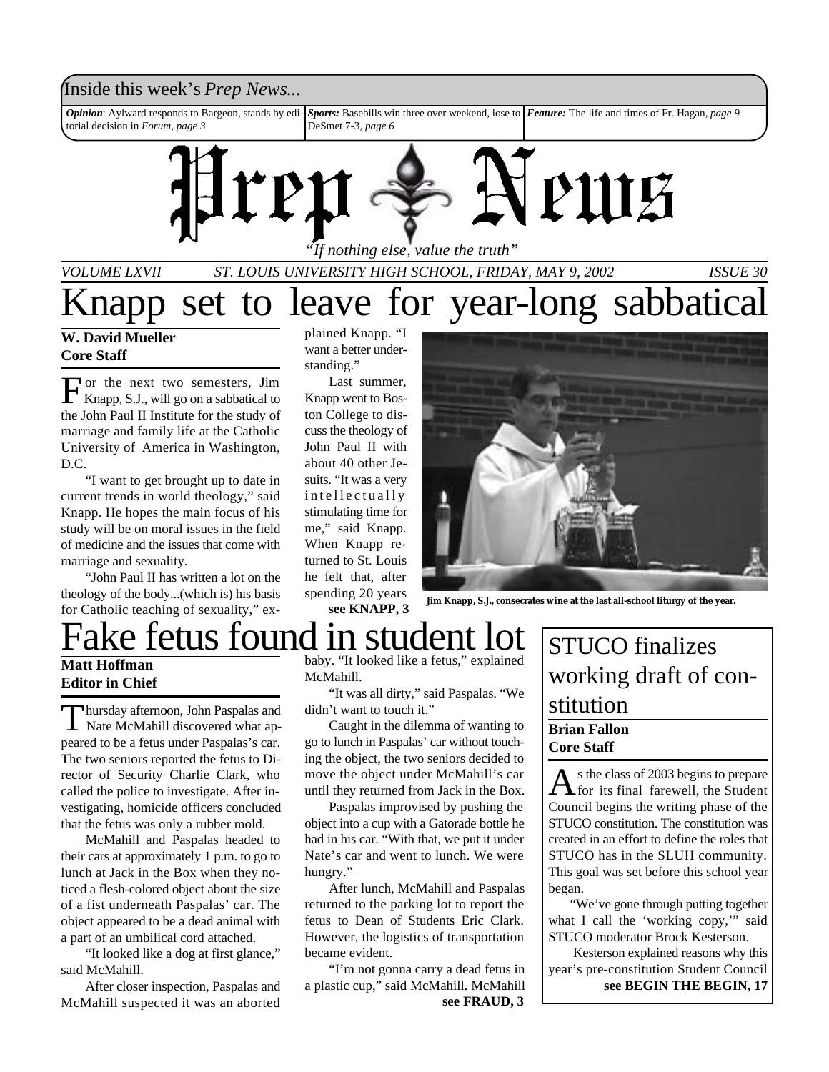Inside this week's *Prep News*...

*Opinion*: Aylward responds to Bargeon, stands by editorial decision in *Forum*, *page 3*

*Sports:* Basebills win three over weekend, lose to DeSmet 7-3, *page 6*

*Feature:* The life and times of Fr. Hagan, *page 9*

# Prep News

*"If nothing else, value the truth"*

*VOLUME LXVII* *ST. LOUIS UNIVERSITY HIGH SCHOOL, FRIDAY, MAY 9, 2002* *ISSUE 30*

# Knapp set to leave for year-long sabbatical

**W. David Mueller**
**Core Staff**

For the next two semesters, Jim Knapp, S.J., will go on a sabbatical to the John Paul II Institute for the study of marriage and family life at the Catholic University of America in Washington, D.C.

"I want to get brought up to date in current trends in world theology," said Knapp. He hopes the main focus of his study will be on moral issues in the field of medicine and the issues that come with marriage and sexuality.

"John Paul II has written a lot on the theology of the body...(which is) his basis for Catholic teaching of sexuality," explained Knapp. "I want a better understanding."

Last summer, Knapp went to Boston College to discuss the theology of John Paul II with about 40 other Jesuits. "It was a very intellectually stimulating time for me," said Knapp. When Knapp returned to St. Louis he felt that, after spending 20 years

**see KNAPP, 3**

**Jim Knapp, S.J., consecrates wine at the last all-school liturgy of the year.**

# Fake fetus found in student lot

**Matt Hoffman**
**Editor in Chief**

Thursday afternoon, John Paspalas and Nate McMahill discovered what appeared to be a fetus under Paspalas's car. The two seniors reported the fetus to Director of Security Charlie Clark, who called the police to investigate. After investigating, homicide officers concluded that the fetus was only a rubber mold.

McMahill and Paspalas headed to their cars at approximately 1 p.m. to go to lunch at Jack in the Box when they noticed a flesh-colored object about the size of a fist underneath Paspalas' car. The object appeared to be a dead animal with a part of an umbilical cord attached.

"It looked like a dog at first glance," said McMahill.

After closer inspection, Paspalas and McMahill suspected it was an aborted baby. "It looked like a fetus," explained McMahill.

"It was all dirty," said Paspalas. "We didn't want to touch it."

Caught in the dilemma of wanting to go to lunch in Paspalas' car without touching the object, the two seniors decided to move the object under McMahill's car until they returned from Jack in the Box.

Paspalas improvised by pushing the object into a cup with a Gatorade bottle he had in his car. "With that, we put it under Nate's car and went to lunch. We were hungry."

After lunch, McMahill and Paspalas returned to the parking lot to report the fetus to Dean of Students Eric Clark. However, the logistics of transportation became evident.

"I'm not gonna carry a dead fetus in a plastic cup," said McMahill. McMahill

**see FRAUD, 3**

# STUCO finalizes working draft of constitution

**Brian Fallon**
**Core Staff**

As the class of 2003 begins to prepare for its final farewell, the Student Council begins the writing phase of the STUCO constitution. The constitution was created in an effort to define the roles that STUCO has in the SLUH community. This goal was set before this school year began.

"We've gone through putting together what I call the 'working copy,'" said STUCO moderator Brock Kesterson.

Kesterson explained reasons why this year's pre-constitution Student Council

**see BEGIN THE BEGIN, 17**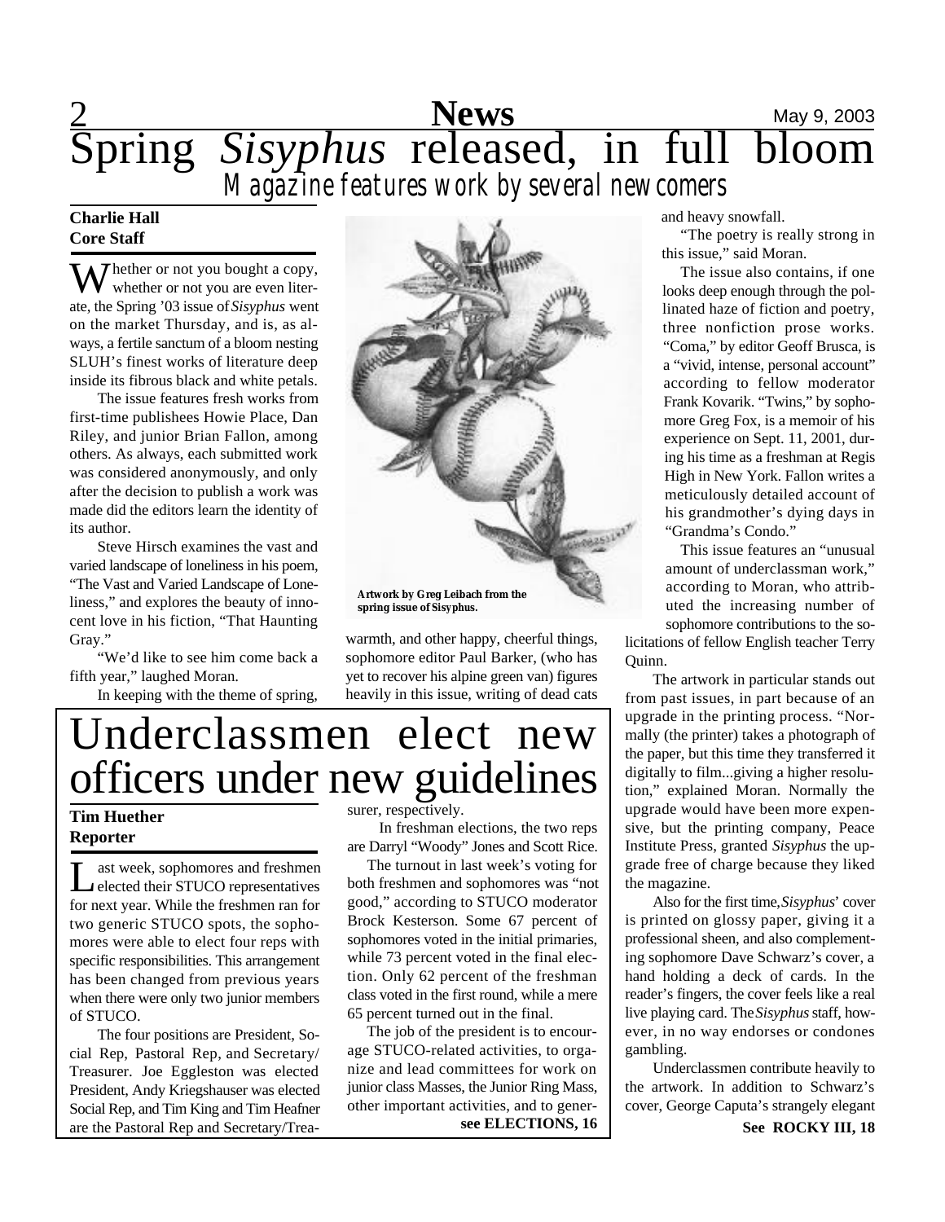# Spring *Sisyphus* released, in full bloom

## *Magazine features work by several newcomers*

**Charlie Hall**
**Core Staff**

Whether or not you bought a copy, whether or not you are even literate, the Spring '03 issue of *Sisyphus* went on the market Thursday, and is, as always, a fertile sanctum of a bloom nesting SLUH's finest works of literature deep inside its fibrous black and white petals.

The issue features fresh works from first-time publishees Howie Place, Dan Riley, and junior Brian Fallon, among others. As always, each submitted work was considered anonymously, and only after the decision to publish a work was made did the editors learn the identity of its author.

Steve Hirsch examines the vast and varied landscape of loneliness in his poem, "The Vast and Varied Landscape of Loneliness," and explores the beauty of innocent love in his fiction, "That Haunting Gray."

"We'd like to see him come back a fifth year," laughed Moran.

In keeping with the theme of spring, warmth, and other happy, cheerful things, sophomore editor Paul Barker, (who has yet to recover his alpine green van) figures heavily in this issue, writing of dead cats and heavy snowfall.

**Artwork by Greg Leibach from the spring issue of Sisyphus.**

"The poetry is really strong in this issue," said Moran.

The issue also contains, if one looks deep enough through the pollinated haze of fiction and poetry, three nonfiction prose works. "Coma," by editor Geoff Brusca, is a "vivid, intense, personal account" according to fellow moderator Frank Kovarik. "Twins," by sophomore Greg Fox, is a memoir of his experience on Sept. 11, 2001, during his time as a freshman at Regis High in New York. Fallon writes a meticulously detailed account of his grandmother's dying days in "Grandma's Condo."

This issue features an "unusual amount of underclassman work," according to Moran, who attributed the increasing number of sophomore contributions to the solicitations of fellow English teacher Terry Quinn.

The artwork in particular stands out from past issues, in part because of an upgrade in the printing process. "Normally (the printer) takes a photograph of the paper, but this time they transferred it digitally to film...giving a higher resolution," explained Moran. Normally the upgrade would have been more expensive, but the printing company, Peace Institute Press, granted *Sisyphus* the upgrade free of charge because they liked the magazine.

Also for the first time, *Sisyphus*' cover is printed on glossy paper, giving it a professional sheen, and also complementing sophomore Dave Schwarz's cover, a hand holding a deck of cards. In the reader's fingers, the cover feels like a real live playing card. The *Sisyphus* staff, however, in no way endorses or condones gambling.

Underclassmen contribute heavily to the artwork. In addition to Schwarz's cover, George Caputa's strangely elegant

**See ROCKY III, 18**

# Underclassmen elect new officers under new guidelines

**Tim Huether**
**Reporter**

Last week, sophomores and freshmen elected their STUCO representatives for next year. While the freshmen ran for two generic STUCO spots, the sophomores were able to elect four reps with specific responsibilities. This arrangement has been changed from previous years when there were only two junior members of STUCO.

The four positions are President, Social Rep, Pastoral Rep, and Secretary/Treasurer. Joe Eggleston was elected President, Andy Kriegshauser was elected Social Rep, and Tim King and Tim Heafner are the Pastoral Rep and Secretary/Treasurer, respectively.

In freshman elections, the two reps are Darryl "Woody" Jones and Scott Rice.

The turnout in last week's voting for both freshmen and sophomores was "not good," according to STUCO moderator Brock Kesterson. Some 67 percent of sophomores voted in the initial primaries, while 73 percent voted in the final election. Only 62 percent of the freshman class voted in the first round, while a mere 65 percent turned out in the final.

The job of the president is to encourage STUCO-related activities, to organize and lead committees for work on junior class Masses, the Junior Ring Mass, other important activities, and to gener-

**see ELECTIONS, 16**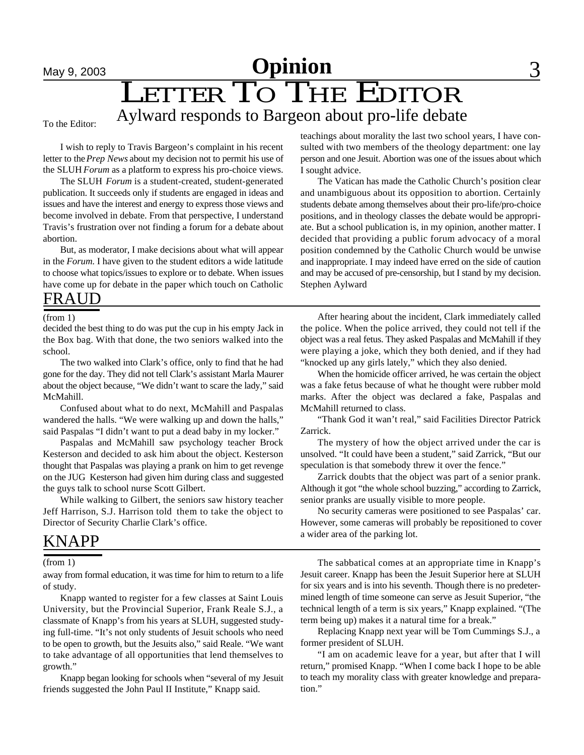# Opinion

## LETTER TO THE EDITOR

### Aylward responds to Bargeon about pro-life debate

To the Editor:

I wish to reply to Travis Bargeon's complaint in his recent letter to the *Prep News* about my decision not to permit his use of the SLUH *Forum* as a platform to express his pro-choice views.

The SLUH *Forum* is a student-created, student-generated publication. It succeeds only if students are engaged in ideas and issues and have the interest and energy to express those views and become involved in debate. From that perspective, I understand Travis's frustration over not finding a forum for a debate about abortion.

But, as moderator, I make decisions about what will appear in the *Forum*. I have given to the student editors a wide latitude to choose what topics/issues to explore or to debate. When issues have come up for debate in the paper which touch on Catholic teachings about morality the last two school years, I have consulted with two members of the theology department: one lay person and one Jesuit. Abortion was one of the issues about which I sought advice.

The Vatican has made the Catholic Church's position clear and unambiguous about its opposition to abortion. Certainly students debate among themselves about their pro-life/pro-choice positions, and in theology classes the debate would be appropriate. But a school publication is, in my opinion, another matter. I decided that providing a public forum advocacy of a moral position condemned by the Catholic Church would be unwise and inappropriate. I may indeed have erred on the side of caution and may be accused of pre-censorship, but I stand by my decision.

Stephen Aylward

## FRAUD

(from 1)

decided the best thing to do was put the cup in his empty Jack in the Box bag. With that done, the two seniors walked into the school.

The two walked into Clark's office, only to find that he had gone for the day. They did not tell Clark's assistant Marla Maurer about the object because, "We didn't want to scare the lady," said McMahill.

Confused about what to do next, McMahill and Paspalas wandered the halls. "We were walking up and down the halls," said Paspalas "I didn't want to put a dead baby in my locker."

Paspalas and McMahill saw psychology teacher Brock Kesterson and decided to ask him about the object. Kesterson thought that Paspalas was playing a prank on him to get revenge on the JUG Kesterson had given him during class and suggested the guys talk to school nurse Scott Gilbert.

While walking to Gilbert, the seniors saw history teacher Jeff Harrison, S.J. Harrison told them to take the object to Director of Security Charlie Clark's office.

After hearing about the incident, Clark immediately called the police. When the police arrived, they could not tell if the object was a real fetus. They asked Paspalas and McMahill if they were playing a joke, which they both denied, and if they had "knocked up any girls lately," which they also denied.

When the homicide officer arrived, he was certain the object was a fake fetus because of what he thought were rubber mold marks. After the object was declared a fake, Paspalas and McMahill returned to class.

"Thank God it wan't real," said Facilities Director Patrick Zarrick.

The mystery of how the object arrived under the car is unsolved. "It could have been a student," said Zarrick, "But our speculation is that somebody threw it over the fence."

Zarrick doubts that the object was part of a senior prank. Although it got "the whole school buzzing," according to Zarrick, senior pranks are usually visible to more people.

No security cameras were positioned to see Paspalas' car. However, some cameras will probably be repositioned to cover a wider area of the parking lot.

## KNAPP

(from 1)

away from formal education, it was time for him to return to a life of study.

Knapp wanted to register for a few classes at Saint Louis University, but the Provincial Superior, Frank Reale S.J., a classmate of Knapp's from his years at SLUH, suggested studying full-time. "It's not only students of Jesuit schools who need to be open to growth, but the Jesuits also," said Reale. "We want to take advantage of all opportunities that lend themselves to growth."

Knapp began looking for schools when "several of my Jesuit friends suggested the John Paul II Institute," Knapp said.

The sabbatical comes at an appropriate time in Knapp's Jesuit career. Knapp has been the Jesuit Superior here at SLUH for six years and is into his seventh. Though there is no predetermined length of time someone can serve as Jesuit Superior, "the technical length of a term is six years," Knapp explained. "(The term being up) makes it a natural time for a break."

Replacing Knapp next year will be Tom Cummings S.J., a former president of SLUH.

"I am on academic leave for a year, but after that I will return," promised Knapp. "When I come back I hope to be able to teach my morality class with greater knowledge and preparation."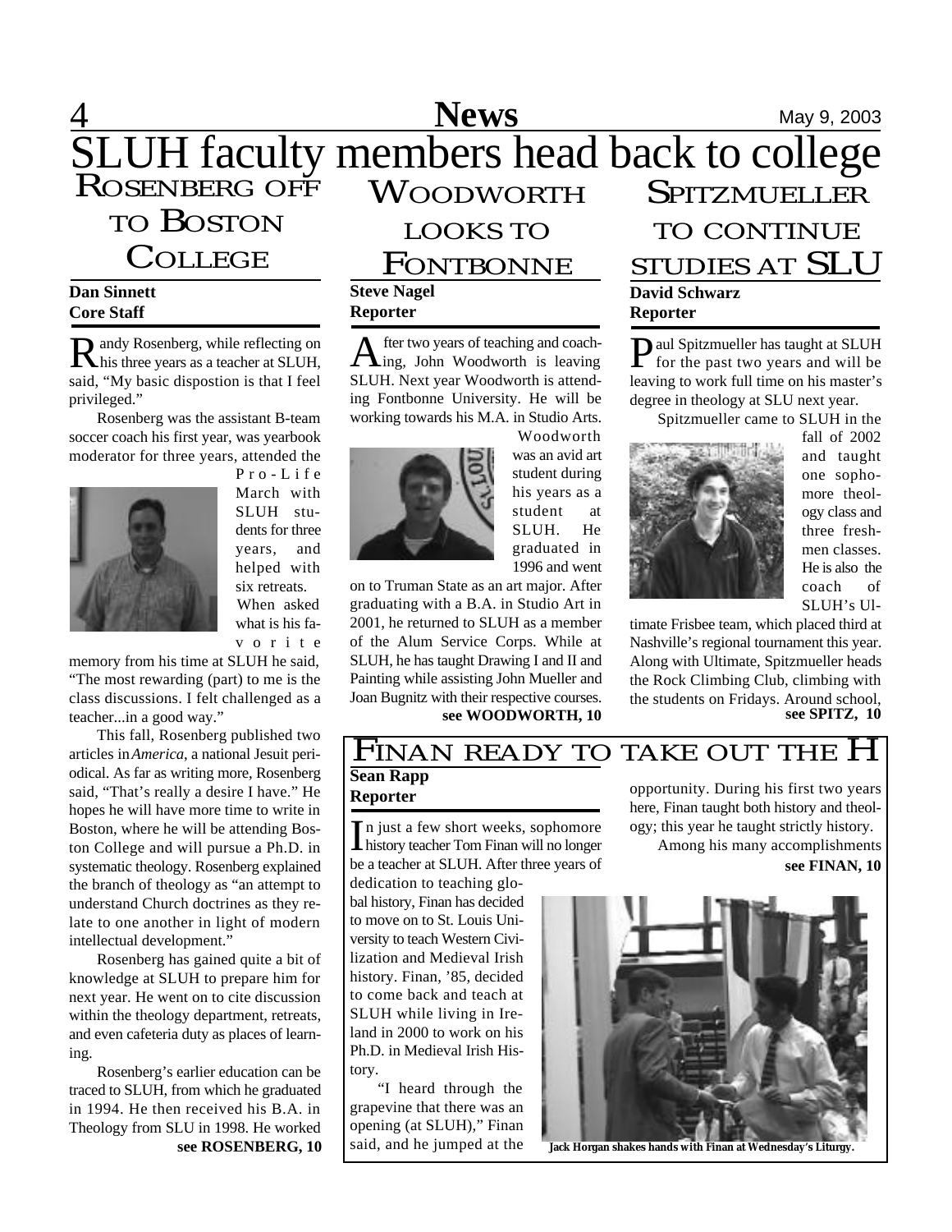# SLUH faculty members head back to college

## Rosenberg off to Boston College

**Dan Sinnett**
**Core Staff**

Randy Rosenberg, while reflecting on his three years as a teacher at SLUH, said, "My basic dispostion is that I feel privileged."

Rosenberg was the assistant B-team soccer coach his first year, was yearbook moderator for three years, attended the Pro-Life March with SLUH students for three years, and helped with six retreats.

When asked what is his favorite memory from his time at SLUH he said, "The most rewarding (part) to me is the class discussions. I felt challenged as a teacher...in a good way."

This fall, Rosenberg published two articles in *America*, a national Jesuit periodical. As far as writing more, Rosenberg said, "That's really a desire I have." He hopes he will have more time to write in Boston, where he will be attending Boston College and will pursue a Ph.D. in systematic theology. Rosenberg explained the branch of theology as "an attempt to understand Church doctrines as they relate to one another in light of modern intellectual development."

Rosenberg has gained quite a bit of knowledge at SLUH to prepare him for next year. He went on to cite discussion within the theology department, retreats, and even cafeteria duty as places of learning.

Rosenberg's earlier education can be traced to SLUH, from which he graduated in 1994. He then received his B.A. in Theology from SLU in 1998. He worked

**see ROSENBERG, 10**

## Woodworth looks to Fontbonne

**Steve Nagel**
**Reporter**

After two years of teaching and coaching, John Woodworth is leaving SLUH. Next year Woodworth is attending Fontbonne University. He will be working towards his M.A. in Studio Arts.

Woodworth was an avid art student during his years as a student at SLUH. He graduated in 1996 and went on to Truman State as an art major. After graduating with a B.A. in Studio Art in 2001, he returned to SLUH as a member of the Alum Service Corps. While at SLUH, he has taught Drawing I and II and Painting while assisting John Mueller and Joan Bugnitz with their respective courses.

**see WOODWORTH, 10**

## Spitzmueller to continue studies at SLU

**David Schwarz**
**Reporter**

Paul Spitzmueller has taught at SLUH for the past two years and will be leaving to work full time on his master's degree in theology at SLU next year.

Spitzmueller came to SLUH in the fall of 2002 and taught one sophomore theology class and three freshmen classes. He is also the coach of SLUH's Ultimate Frisbee team, which placed third at Nashville's regional tournament this year. Along with Ultimate, Spitzmueller heads the Rock Climbing Club, climbing with the students on Fridays. Around school,

**see SPITZ, 10**

## Finan ready to take out the H

**Sean Rapp**
**Reporter**

In just a few short weeks, sophomore history teacher Tom Finan will no longer be a teacher at SLUH. After three years of dedication to teaching global history, Finan has decided to move on to St. Louis University to teach Western Civilization and Medieval Irish history. Finan, '85, decided to come back and teach at SLUH while living in Ireland in 2000 to work on his Ph.D. in Medieval Irish History.

"I heard through the grapevine that there was an opening (at SLUH)," Finan said, and he jumped at the opportunity. During his first two years here, Finan taught both history and theology; this year he taught strictly history.

Among his many accomplishments

**see FINAN, 10**

Jack Horgan shakes hands with Finan at Wednesday's Liturgy.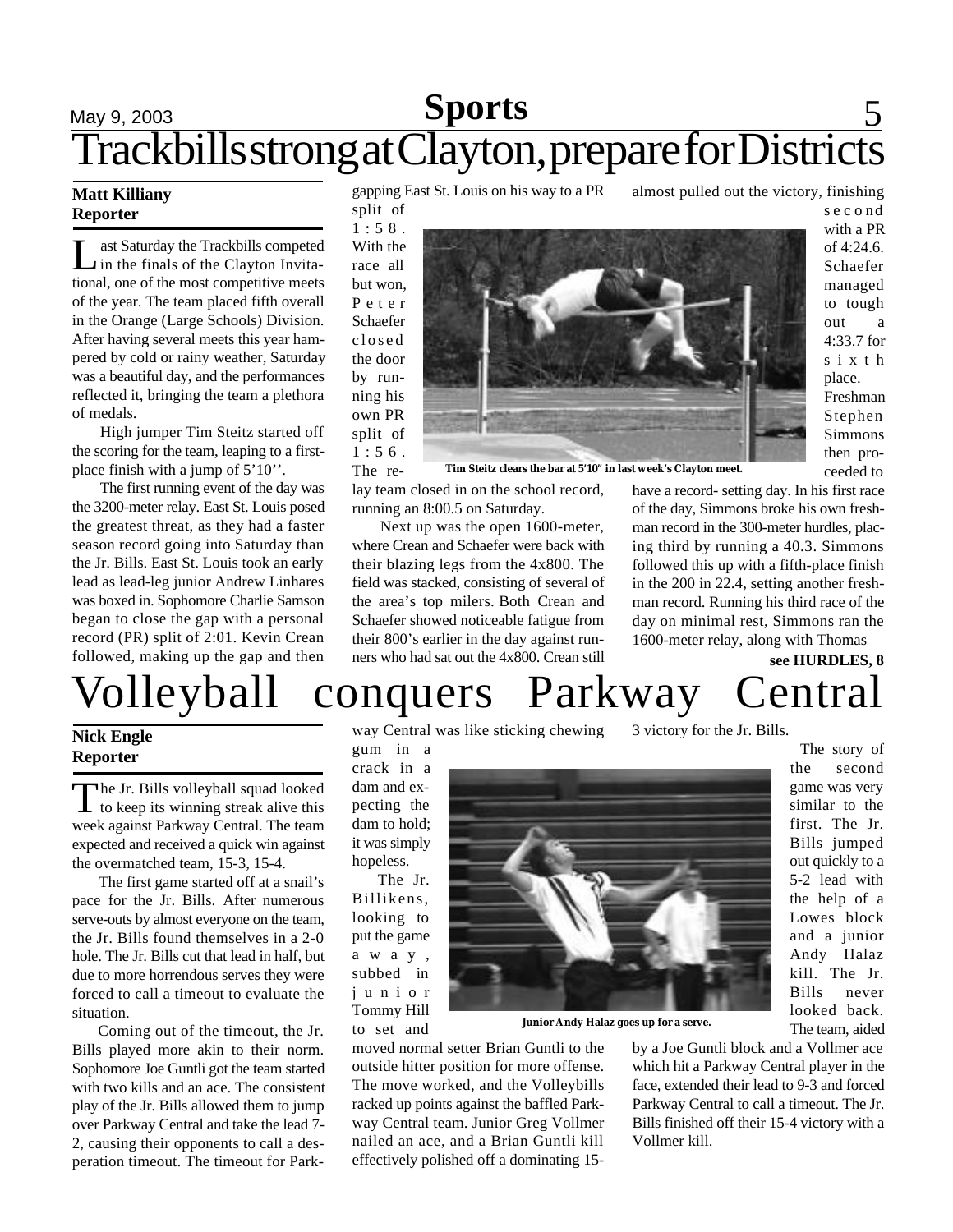# Trackbills strong at Clayton, prepare for Districts

**Matt Killiany**
**Reporter**

Last Saturday the Trackbills competed in the finals of the Clayton Invitational, one of the most competitive meets of the year. The team placed fifth overall in the Orange (Large Schools) Division. After having several meets this year hampered by cold or rainy weather, Saturday was a beautiful day, and the performances reflected it, bringing the team a plethora of medals.

High jumper Tim Steitz started off the scoring for the team, leaping to a first-place finish with a jump of 5'10''.

The first running event of the day was the 3200-meter relay. East St. Louis posed the greatest threat, as they had a faster season record going into Saturday than the Jr. Bills. East St. Louis took an early lead as lead-leg junior Andrew Linhares was boxed in. Sophomore Charlie Samson began to close the gap with a personal record (PR) split of 2:01. Kevin Crean followed, making up the gap and then gapping East St. Louis on his way to a PR split of 1:58. With the race all but won, Peter Schaefer closed the door by running his own PR split of 1:56. The relay team closed in on the school record, running an 8:00.5 on Saturday.

Tim Steitz clears the bar at 5'10" in last week's Clayton meet.

Next up was the open 1600-meter, where Crean and Schaefer were back with their blazing legs from the 4x800. The field was stacked, consisting of several of the area's top milers. Both Crean and Schaefer showed noticeable fatigue from their 800's earlier in the day against runners who had sat out the 4x800. Crean still almost pulled out the victory, finishing second with a PR of 4:24.6. Schaefer managed to tough out a 4:33.7 for sixth place. Freshman Stephen Simmons then proceeded to have a record- setting day. In his first race of the day, Simmons broke his own freshman record in the 300-meter hurdles, placing third by running a 40.3. Simmons followed this up with a fifth-place finish in the 200 in 22.4, setting another freshman record. Running his third race of the day on minimal rest, Simmons ran the 1600-meter relay, along with Thomas

**see HURDLES, 8**

# Volleyball conquers Parkway Central

**Nick Engle**
**Reporter**

The Jr. Bills volleyball squad looked to keep its winning streak alive this week against Parkway Central. The team expected and received a quick win against the overmatched team, 15-3, 15-4.

The first game started off at a snail's pace for the Jr. Bills. After numerous serve-outs by almost everyone on the team, the Jr. Bills found themselves in a 2-0 hole. The Jr. Bills cut that lead in half, but due to more horrendous serves they were forced to call a timeout to evaluate the situation.

Coming out of the timeout, the Jr. Bills played more akin to their norm. Sophomore Joe Guntli got the team started with two kills and an ace. The consistent play of the Jr. Bills allowed them to jump over Parkway Central and take the lead 7-2, causing their opponents to call a desperation timeout. The timeout for Parkway Central was like sticking chewing gum in a crack in a dam and expecting the dam to hold; it was simply hopeless.

The Jr. Billikens, looking to put the game away, subbed in junior Tommy Hill to set and moved normal setter Brian Guntli to the outside hitter position for more offense. The move worked, and the Volleybills racked up points against the baffled Parkway Central team. Junior Greg Vollmer nailed an ace, and a Brian Guntli kill effectively polished off a dominating 15-3 victory for the Jr. Bills.

Junior Andy Halaz goes up for a serve.

The story of the second game was very similar to the first. The Jr. Bills jumped out quickly to a 5-2 lead with the help of a Lowes block and a junior Andy Halaz kill. The Jr. Bills never looked back. The team, aided by a Joe Guntli block and a Vollmer ace which hit a Parkway Central player in the face, extended their lead to 9-3 and forced Parkway Central to call a timeout. The Jr. Bills finished off their 15-4 victory with a Vollmer kill.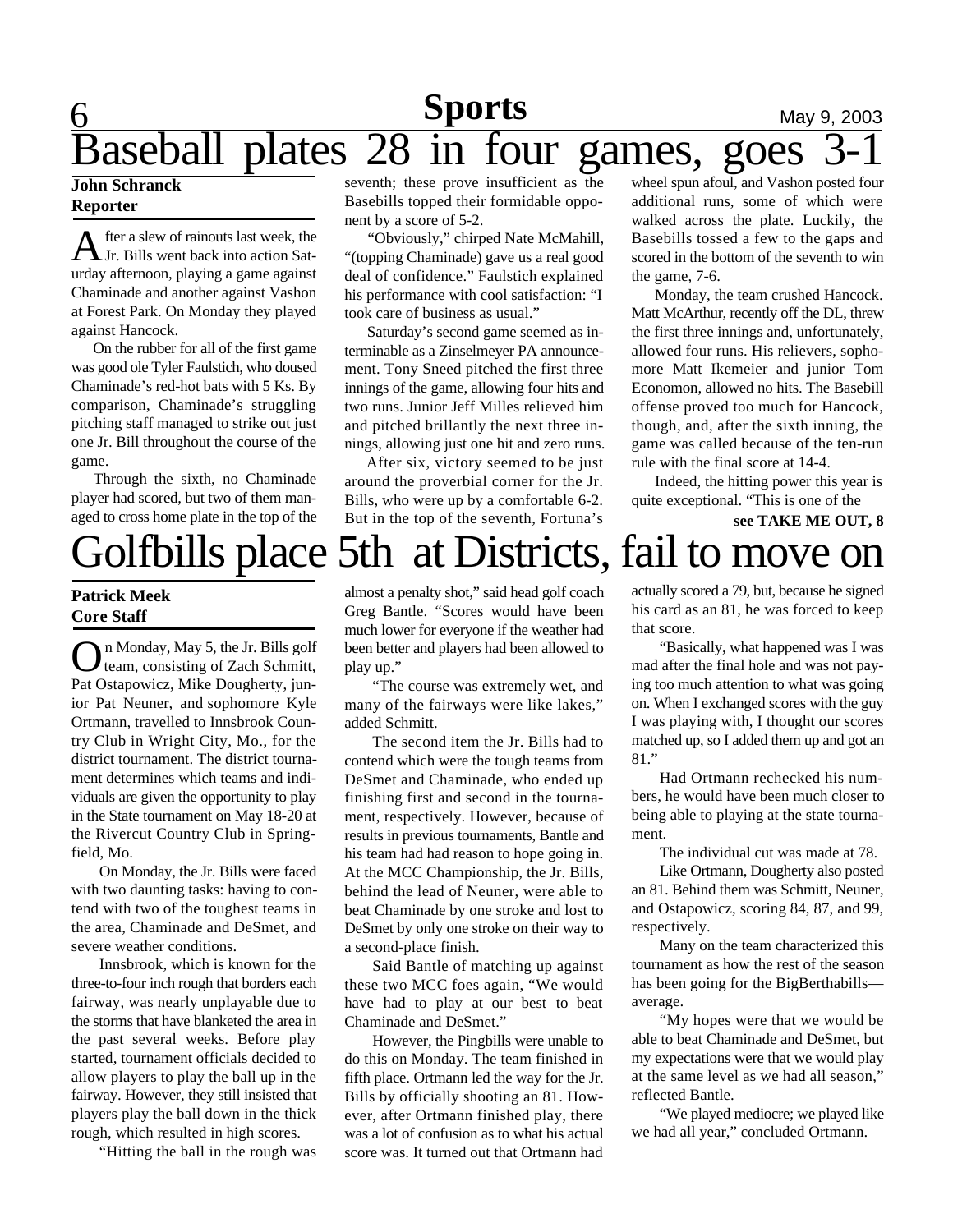# Baseball plates 28 in four games, goes 3-1

**John Schranck**
**Reporter**

After a slew of rainouts last week, the Jr. Bills went back into action Saturday afternoon, playing a game against Chaminade and another against Vashon at Forest Park. On Monday they played against Hancock.

On the rubber for all of the first game was good ole Tyler Faulstich, who doused Chaminade's red-hot bats with 5 Ks. By comparison, Chaminade's struggling pitching staff managed to strike out just one Jr. Bill throughout the course of the game.

Through the sixth, no Chaminade player had scored, but two of them managed to cross home plate in the top of the seventh; these prove insufficient as the Basebills topped their formidable opponent by a score of 5-2.

"Obviously," chirped Nate McMahill, "(topping Chaminade) gave us a real good deal of confidence." Faulstich explained his performance with cool satisfaction: "I took care of business as usual."

Saturday's second game seemed as interminable as a Zinselmeyer PA announcement. Tony Sneed pitched the first three innings of the game, allowing four hits and two runs. Junior Jeff Milles relieved him and pitched brillantly the next three innings, allowing just one hit and zero runs.

After six, victory seemed to be just around the proverbial corner for the Jr. Bills, who were up by a comfortable 6-2. But in the top of the seventh, Fortuna's wheel spun afoul, and Vashon posted four additional runs, some of which were walked across the plate. Luckily, the Basebills tossed a few to the gaps and scored in the bottom of the seventh to win the game, 7-6.

Monday, the team crushed Hancock. Matt McArthur, recently off the DL, threw the first three innings and, unfortunately, allowed four runs. His relievers, sophomore Matt Ikemeier and junior Tom Economon, allowed no hits. The Basebill offense proved too much for Hancock, though, and, after the sixth inning, the game was called because of the ten-run rule with the final score at 14-4.

Indeed, the hitting power this year is quite exceptional. "This is one of the

**see TAKE ME OUT, 8**

# Golfbills place 5th at Districts, fail to move on

**Patrick Meek**
**Core Staff**

On Monday, May 5, the Jr. Bills golf team, consisting of Zach Schmitt, Pat Ostapowicz, Mike Dougherty, junior Pat Neuner, and sophomore Kyle Ortmann, travelled to Innsbrook Country Club in Wright City, Mo., for the district tournament. The district tournament determines which teams and individuals are given the opportunity to play in the State tournament on May 18-20 at the Rivercut Country Club in Springfield, Mo.

On Monday, the Jr. Bills were faced with two daunting tasks: having to contend with two of the toughest teams in the area, Chaminade and DeSmet, and severe weather conditions.

Innsbrook, which is known for the three-to-four inch rough that borders each fairway, was nearly unplayable due to the storms that have blanketed the area in the past several weeks. Before play started, tournament officials decided to allow players to play the ball up in the fairway. However, they still insisted that players play the ball down in the thick rough, which resulted in high scores.

"Hitting the ball in the rough was almost a penalty shot," said head golf coach Greg Bantle. "Scores would have been much lower for everyone if the weather had been better and players had been allowed to play up."

"The course was extremely wet, and many of the fairways were like lakes," added Schmitt.

The second item the Jr. Bills had to contend which were the tough teams from DeSmet and Chaminade, who ended up finishing first and second in the tournament, respectively. However, because of results in previous tournaments, Bantle and his team had had reason to hope going in. At the MCC Championship, the Jr. Bills, behind the lead of Neuner, were able to beat Chaminade by one stroke and lost to DeSmet by only one stroke on their way to a second-place finish.

Said Bantle of matching up against these two MCC foes again, "We would have had to play at our best to beat Chaminade and DeSmet."

However, the Pingbills were unable to do this on Monday. The team finished in fifth place. Ortmann led the way for the Jr. Bills by officially shooting an 81. However, after Ortmann finished play, there was a lot of confusion as to what his actual score was. It turned out that Ortmann had actually scored a 79, but, because he signed his card as an 81, he was forced to keep that score.

"Basically, what happened was I was mad after the final hole and was not paying too much attention to what was going on. When I exchanged scores with the guy I was playing with, I thought our scores matched up, so I added them up and got an 81."

Had Ortmann rechecked his numbers, he would have been much closer to being able to playing at the state tournament.

The individual cut was made at 78.

Like Ortmann, Dougherty also posted an 81. Behind them was Schmitt, Neuner, and Ostapowicz, scoring 84, 87, and 99, respectively.

Many on the team characterized this tournament as how the rest of the season has been going for the BigBerthabills—average.

"My hopes were that we would be able to beat Chaminade and DeSmet, but my expectations were that we would play at the same level as we had all season," reflected Bantle.

"We played mediocre; we played like we had all year," concluded Ortmann.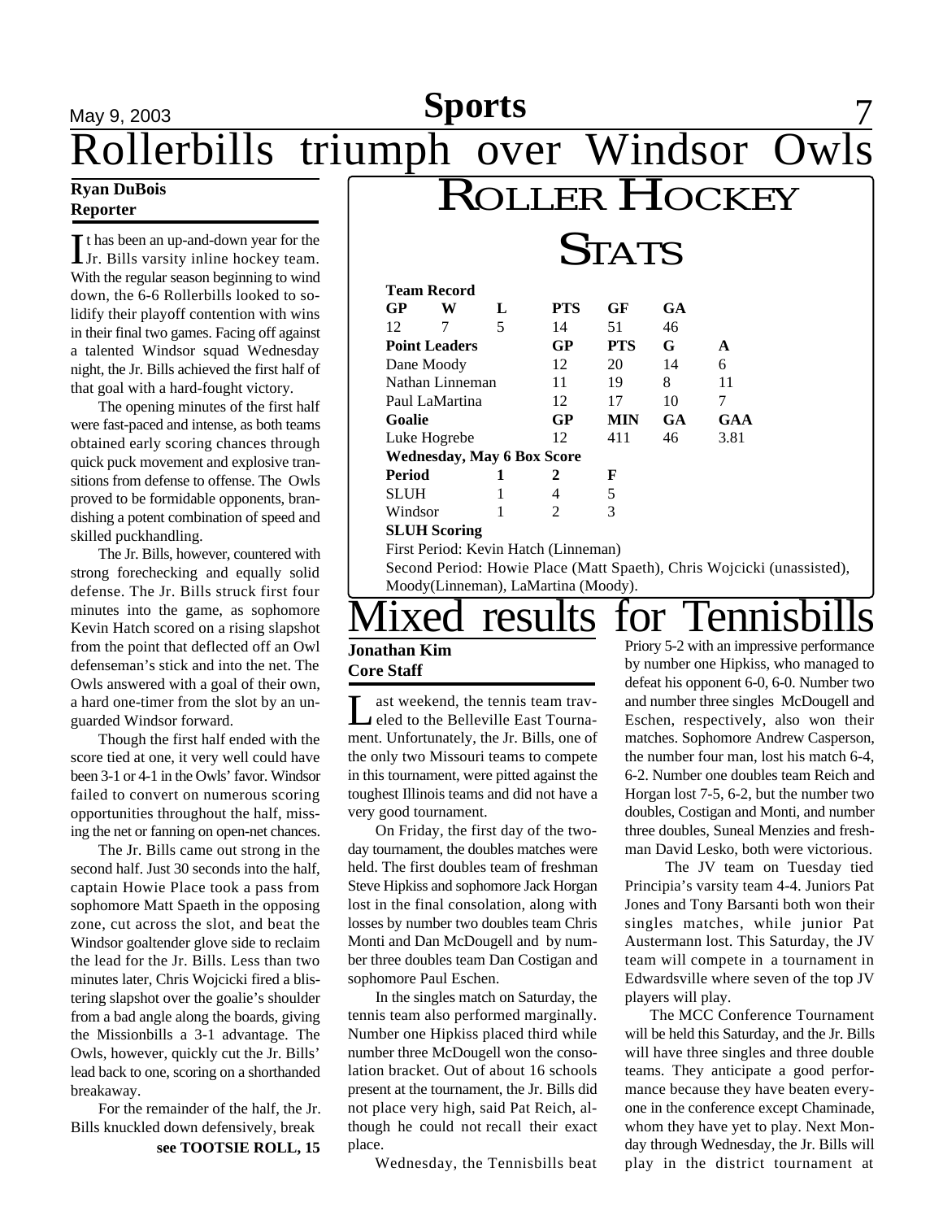# Rollerbills triumph over Windsor Owls

**Ryan DuBois**
**Reporter**

It has been an up-and-down year for the Jr. Bills varsity inline hockey team. With the regular season beginning to wind down, the 6-6 Rollerbills looked to solidify their playoff contention with wins in their final two games. Facing off against a talented Windsor squad Wednesday night, the Jr. Bills achieved the first half of that goal with a hard-fought victory.

The opening minutes of the first half were fast-paced and intense, as both teams obtained early scoring chances through quick puck movement and explosive transitions from defense to offense. The Owls proved to be formidable opponents, brandishing a potent combination of speed and skilled puckhandling.

The Jr. Bills, however, countered with strong forechecking and equally solid defense. The Jr. Bills struck first four minutes into the game, as sophomore Kevin Hatch scored on a rising slapshot from the point that deflected off an Owl defenseman's stick and into the net. The Owls answered with a goal of their own, a hard one-timer from the slot by an unguarded Windsor forward.

Though the first half ended with the score tied at one, it very well could have been 3-1 or 4-1 in the Owls' favor. Windsor failed to convert on numerous scoring opportunities throughout the half, missing the net or fanning on open-net chances.

The Jr. Bills came out strong in the second half. Just 30 seconds into the half, captain Howie Place took a pass from sophomore Matt Spaeth in the opposing zone, cut across the slot, and beat the Windsor goaltender glove side to reclaim the lead for the Jr. Bills. Less than two minutes later, Chris Wojcicki fired a blistering slapshot over the goalie's shoulder from a bad angle along the boards, giving the Missionbills a 3-1 advantage. The Owls, however, quickly cut the Jr. Bills' lead back to one, scoring on a shorthanded breakaway.

For the remainder of the half, the Jr. Bills knuckled down defensively, break

**see TOOTSIE ROLL, 15**

## Roller Hockey Stats

**Team Record**

| GP | W | L | PTS | GF | GA |
|---|---|---|---|---|---|
| 12 | 7 | 5 | 14 | 51 | 46 |

**Point Leaders**

| Player | GP | PTS | G | A |
|---|---|---|---|---|
| Dane Moody | 12 | 20 | 14 | 6 |
| Nathan Linneman | 11 | 19 | 8 | 11 |
| Paul LaMartina | 12 | 17 | 10 | 7 |

**Goalie**

| Player | GP | MIN | GA | GAA |
|---|---|---|---|---|
| Luke Hogrebe | 12 | 411 | 46 | 3.81 |

**Wednesday, May 6 Box Score**

| Period | 1 | 2 | F |
|---|---|---|---|
| SLUH | 1 | 4 | 5 |
| Windsor | 1 | 2 | 3 |

**SLUH Scoring**

First Period: Kevin Hatch (Linneman)

Second Period: Howie Place (Matt Spaeth), Chris Wojcicki (unassisted), Moody(Linneman), LaMartina (Moody).

# Mixed results for Tennisbills

**Jonathan Kim**
**Core Staff**

Last weekend, the tennis team traveled to the Belleville East Tournament. Unfortunately, the Jr. Bills, one of the only two Missouri teams to compete in this tournament, were pitted against the toughest Illinois teams and did not have a very good tournament.

On Friday, the first day of the two-day tournament, the doubles matches were held. The first doubles team of freshman Steve Hipkiss and sophomore Jack Horgan lost in the final consolation, along with losses by number two doubles team Chris Monti and Dan McDougell and by number three doubles team Dan Costigan and sophomore Paul Eschen.

In the singles match on Saturday, the tennis team also performed marginally. Number one Hipkiss placed third while number three McDougell won the consolation bracket. Out of about 16 schools present at the tournament, the Jr. Bills did not place very high, said Pat Reich, although he could not recall their exact place.

Wednesday, the Tennisbills beat Priory 5-2 with an impressive performance by number one Hipkiss, who managed to defeat his opponent 6-0, 6-0. Number two and number three singles McDougell and Eschen, respectively, also won their matches. Sophomore Andrew Casperson, the number four man, lost his match 6-4, 6-2. Number one doubles team Reich and Horgan lost 7-5, 6-2, but the number two doubles, Costigan and Monti, and number three doubles, Suneal Menzies and freshman David Lesko, both were victorious.

The JV team on Tuesday tied Principia's varsity team 4-4. Juniors Pat Jones and Tony Barsanti both won their singles matches, while junior Pat Austermann lost. This Saturday, the JV team will compete in a tournament in Edwardsville where seven of the top JV players will play.

The MCC Conference Tournament will be held this Saturday, and the Jr. Bills will have three singles and three double teams. They anticipate a good performance because they have beaten everyone in the conference except Chaminade, whom they have yet to play. Next Monday through Wednesday, the Jr. Bills will play in the district tournament at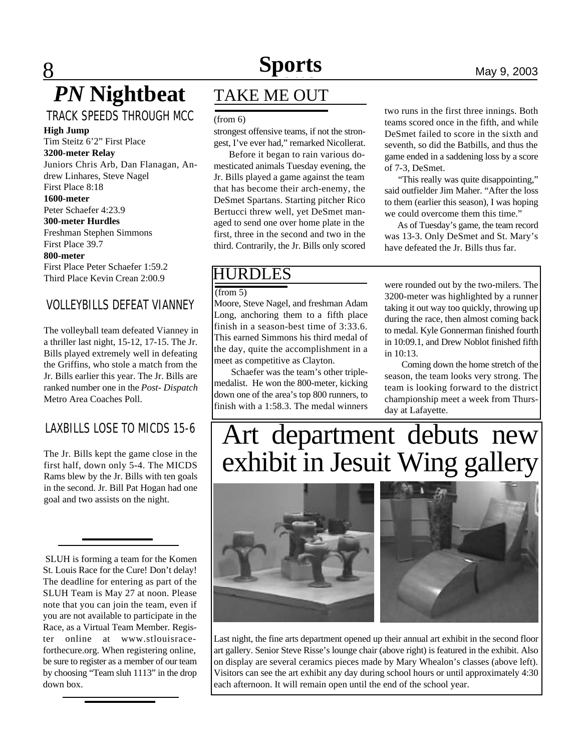# *PN* Nightbeat

## TRACK SPEEDS THROUGH MCC

**High Jump**
Tim Steitz 6'2" First Place
**3200-meter Relay**
Juniors Chris Arb, Dan Flanagan, Andrew Linhares, Steve Nagel
First Place 8:18
**1600-meter**
Peter Schaefer 4:23.9
**300-meter Hurdles**
Freshman Stephen Simmons
First Place 39.7
**800-meter**
First Place Peter Schaefer 1:59.2
Third Place Kevin Crean 2:00.9

## VOLLEYBILLS DEFEAT VIANNEY

The volleyball team defeated Vianney in a thriller last night, 15-12, 17-15. The Jr. Bills played extremely well in defeating the Griffins, who stole a match from the Jr. Bills earlier this year. The Jr. Bills are ranked number one in the *Post- Dispatch* Metro Area Coaches Poll.

## LAXBILLS LOSE TO MICDS 15-6

The Jr. Bills kept the game close in the first half, down only 5-4. The MICDS Rams blew by the Jr. Bills with ten goals in the second. Jr. Bill Pat Hogan had one goal and two assists on the night.

---

SLUH is forming a team for the Komen St. Louis Race for the Cure! Don't delay! The deadline for entering as part of the SLUH Team is May 27 at noon. Please note that you can join the team, even if you are not available to participate in the Race, as a Virtual Team Member. Register online at www.stlouisraceforthecure.org. When registering online, be sure to register as a member of our team by choosing "Team sluh 1113" in the drop down box.

---

## TAKE ME OUT

(from 6)

strongest offensive teams, if not the strongest, I've ever had," remarked Nicollerat.

Before it began to rain various domesticated animals Tuesday evening, the Jr. Bills played a game against the team that has become their arch-enemy, the DeSmet Spartans. Starting pitcher Rico Bertucci threw well, yet DeSmet managed to send one over home plate in the first, three in the second and two in the third. Contrarily, the Jr. Bills only scored two runs in the first three innings. Both teams scored once in the fifth, and while DeSmet failed to score in the sixth and seventh, so did the Batbills, and thus the game ended in a saddening loss by a score of 7-3, DeSmet.

"This really was quite disappointing," said outfielder Jim Maher. "After the loss to them (earlier this season), I was hoping we could overcome them this time."

As of Tuesday's game, the team record was 13-3. Only DeSmet and St. Mary's have defeated the Jr. Bills thus far.

## HURDLES

(from 5)

Moore, Steve Nagel, and freshman Adam Long, anchoring them to a fifth place finish in a season-best time of 3:33.6. This earned Simmons his third medal of the day, quite the accomplishment in a meet as competitive as Clayton.

Schaefer was the team's other triple-medalist. He won the 800-meter, kicking down one of the area's top 800 runners, to finish with a 1:58.3. The medal winners were rounded out by the two-milers. The 3200-meter was highlighted by a runner taking it out way too quickly, throwing up during the race, then almost coming back to medal. Kyle Gonnerman finished fourth in 10:09.1, and Drew Noblot finished fifth in 10:13.

Coming down the home stretch of the season, the team looks very strong. The team is looking forward to the district championship meet a week from Thursday at Lafayette.

# Art department debuts new exhibit in Jesuit Wing gallery

Last night, the fine arts department opened up their annual art exhibit in the second floor art gallery. Senior Steve Risse's lounge chair (above right) is featured in the exhibit. Also on display are several ceramics pieces made by Mary Whealon's classes (above left). Visitors can see the art exhibit any day during school hours or until approximately 4:30 each afternoon. It will remain open until the end of the school year.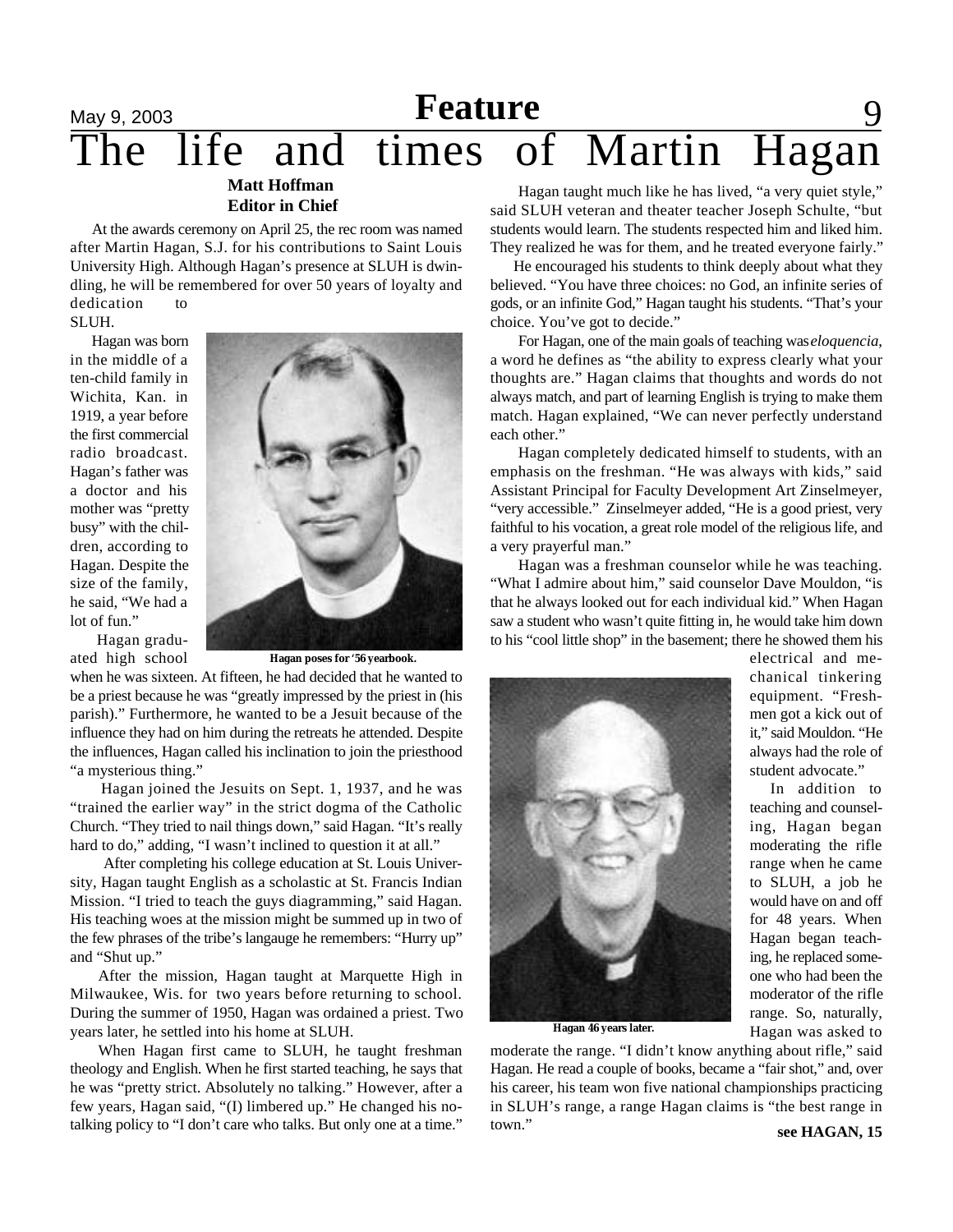# The life and times of Martin Hagan

**Matt Hoffman**
**Editor in Chief**

At the awards ceremony on April 25, the rec room was named after Martin Hagan, S.J. for his contributions to Saint Louis University High. Although Hagan's presence at SLUH is dwindling, he will be remembered for over 50 years of loyalty and dedication to SLUH.

Hagan was born in the middle of a ten-child family in Wichita, Kan. in 1919, a year before the first commercial radio broadcast. Hagan's father was a doctor and his mother was "pretty busy" with the children, according to Hagan. Despite the size of the family, he said, "We had a lot of fun."

Hagan poses for '56 yearbook.

Hagan graduated high school when he was sixteen. At fifteen, he had decided that he wanted to be a priest because he was "greatly impressed by the priest in (his parish)." Furthermore, he wanted to be a Jesuit because of the influence they had on him during the retreats he attended. Despite the influences, Hagan called his inclination to join the priesthood "a mysterious thing."

Hagan joined the Jesuits on Sept. 1, 1937, and he was "trained the earlier way" in the strict dogma of the Catholic Church. "They tried to nail things down," said Hagan. "It's really hard to do," adding, "I wasn't inclined to question it at all."

After completing his college education at St. Louis University, Hagan taught English as a scholastic at St. Francis Indian Mission. "I tried to teach the guys diagramming," said Hagan. His teaching woes at the mission might be summed up in two of the few phrases of the tribe's langauge he remembers: "Hurry up" and "Shut up."

After the mission, Hagan taught at Marquette High in Milwaukee, Wis. for two years before returning to school. During the summer of 1950, Hagan was ordained a priest. Two years later, he settled into his home at SLUH.

When Hagan first came to SLUH, he taught freshman theology and English. When he first started teaching, he says that he was "pretty strict. Absolutely no talking." However, after a few years, Hagan said, "(I) limbered up." He changed his no-talking policy to "I don't care who talks. But only one at a time."

Hagan taught much like he has lived, "a very quiet style," said SLUH veteran and theater teacher Joseph Schulte, "but students would learn. The students respected him and liked him. They realized he was for them, and he treated everyone fairly."

He encouraged his students to think deeply about what they believed. "You have three choices: no God, an infinite series of gods, or an infinite God," Hagan taught his students. "That's your choice. You've got to decide."

For Hagan, one of the main goals of teaching was *eloquencia*, a word he defines as "the ability to express clearly what your thoughts are." Hagan claims that thoughts and words do not always match, and part of learning English is trying to make them match. Hagan explained, "We can never perfectly understand each other."

Hagan completely dedicated himself to students, with an emphasis on the freshman. "He was always with kids," said Assistant Principal for Faculty Development Art Zinselmeyer, "very accessible." Zinselmeyer added, "He is a good priest, very faithful to his vocation, a great role model of the religious life, and a very prayerful man."

Hagan was a freshman counselor while he was teaching. "What I admire about him," said counselor Dave Mouldon, "is that he always looked out for each individual kid." When Hagan saw a student who wasn't quite fitting in, he would take him down to his "cool little shop" in the basement; there he showed them his electrical and mechanical tinkering equipment. "Freshmen got a kick out of it," said Mouldon. "He always had the role of student advocate."

Hagan 46 years later.

In addition to teaching and counseling, Hagan began moderating the rifle range when he came to SLUH, a job he would have on and off for 48 years. When Hagan began teaching, he replaced someone who had been the moderator of the rifle range. So, naturally, Hagan was asked to moderate the range. "I didn't know anything about rifle," said Hagan. He read a couple of books, became a "fair shot," and, over his career, his team won five national championships practicing in SLUH's range, a range Hagan claims is "the best range in town."

**see HAGAN, 15**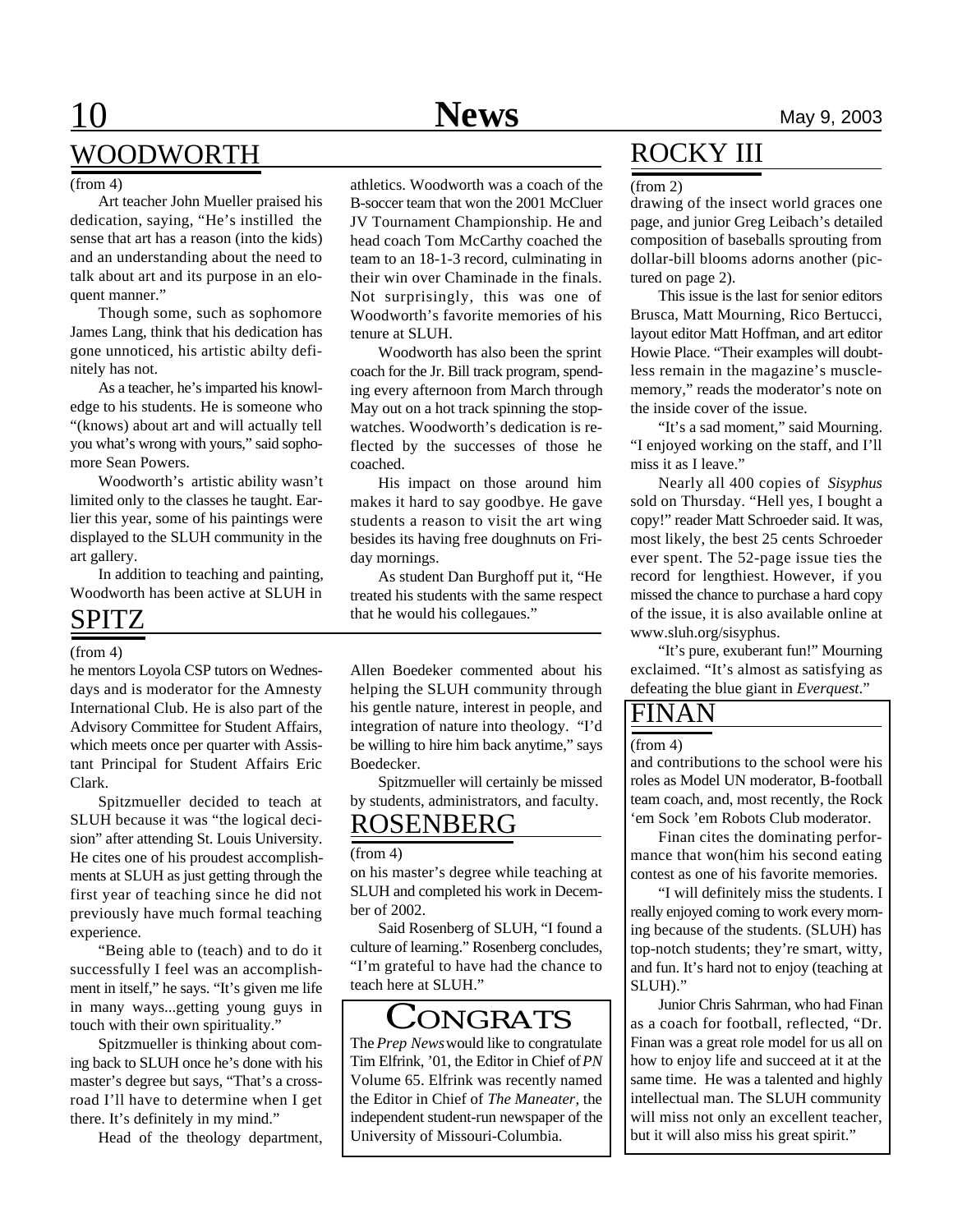## WOODWORTH

(from 4)

Art teacher John Mueller praised his dedication, saying, "He's instilled the sense that art has a reason (into the kids) and an understanding about the need to talk about art and its purpose in an eloquent manner."

Though some, such as sophomore James Lang, think that his dedication has gone unnoticed, his artistic abilty definitely has not.

As a teacher, he's imparted his knowledge to his students. He is someone who "(knows) about art and will actually tell you what's wrong with yours," said sophomore Sean Powers.

Woodworth's artistic ability wasn't limited only to the classes he taught. Earlier this year, some of his paintings were displayed to the SLUH community in the art gallery.

In addition to teaching and painting, Woodworth has been active at SLUH in athletics. Woodworth was a coach of the B-soccer team that won the 2001 McCluer JV Tournament Championship. He and head coach Tom McCarthy coached the team to an 18-1-3 record, culminating in their win over Chaminade in the finals. Not surprisingly, this was one of Woodworth's favorite memories of his tenure at SLUH.

Woodworth has also been the sprint coach for the Jr. Bill track program, spending every afternoon from March through May out on a hot track spinning the stopwatches. Woodworth's dedication is reflected by the successes of those he coached.

His impact on those around him makes it hard to say goodbye. He gave students a reason to visit the art wing besides its having free doughnuts on Friday mornings.

As student Dan Burghoff put it, "He treated his students with the same respect that he would his collegaues."

## SPITZ

(from 4)

he mentors Loyola CSP tutors on Wednesdays and is moderator for the Amnesty International Club. He is also part of the Advisory Committee for Student Affairs, which meets once per quarter with Assistant Principal for Student Affairs Eric Clark.

Spitzmueller decided to teach at SLUH because it was "the logical decision" after attending St. Louis University. He cites one of his proudest accomplishments at SLUH as just getting through the first year of teaching since he did not previously have much formal teaching experience.

"Being able to (teach) and to do it successfully I feel was an accomplishment in itself," he says. "It's given me life in many ways...getting young guys in touch with their own spirituality."

Spitzmueller is thinking about coming back to SLUH once he's done with his master's degree but says, "That's a crossroad I'll have to determine when I get there. It's definitely in my mind."

Head of the theology department, Allen Boedeker commented about his helping the SLUH community through his gentle nature, interest in people, and integration of nature into theology. "I'd be willing to hire him back anytime," says Boedecker.

Spitzmueller will certainly be missed by students, administrators, and faculty.

## ROSENBERG

(from 4)

on his master's degree while teaching at SLUH and completed his work in December of 2002.

Said Rosenberg of SLUH, "I found a culture of learning." Rosenberg concludes, "I'm grateful to have had the chance to teach here at SLUH."

## CONGRATS

The *Prep News* would like to congratulate Tim Elfrink, '01, the Editor in Chief of *PN* Volume 65. Elfrink was recently named the Editor in Chief of *The Maneater*, the independent student-run newspaper of the University of Missouri-Columbia.

## ROCKY III

(from 2)

drawing of the insect world graces one page, and junior Greg Leibach's detailed composition of baseballs sprouting from dollar-bill blooms adorns another (pictured on page 2).

This issue is the last for senior editors Brusca, Matt Mourning, Rico Bertucci, layout editor Matt Hoffman, and art editor Howie Place. "Their examples will doubtless remain in the magazine's muscle-memory," reads the moderator's note on the inside cover of the issue.

"It's a sad moment," said Mourning. "I enjoyed working on the staff, and I'll miss it as I leave."

Nearly all 400 copies of *Sisyphus* sold on Thursday. "Hell yes, I bought a copy!" reader Matt Schroeder said. It was, most likely, the best 25 cents Schroeder ever spent. The 52-page issue ties the record for lengthiest. However, if you missed the chance to purchase a hard copy of the issue, it is also available online at www.sluh.org/sisyphus.

"It's pure, exuberant fun!" Mourning exclaimed. "It's almost as satisfying as defeating the blue giant in *Everquest*."

## FINAN

(from 4)

and contributions to the school were his roles as Model UN moderator, B-football team coach, and, most recently, the Rock 'em Sock 'em Robots Club moderator.

Finan cites the dominating performance that won(him his second eating contest as one of his favorite memories.

"I will definitely miss the students. I really enjoyed coming to work every morning because of the students. (SLUH) has top-notch students; they're smart, witty, and fun. It's hard not to enjoy (teaching at SLUH)."

Junior Chris Sahrman, who had Finan as a coach for football, reflected, "Dr. Finan was a great role model for us all on how to enjoy life and succeed at it at the same time. He was a talented and highly intellectual man. The SLUH community will miss not only an excellent teacher, but it will also miss his great spirit."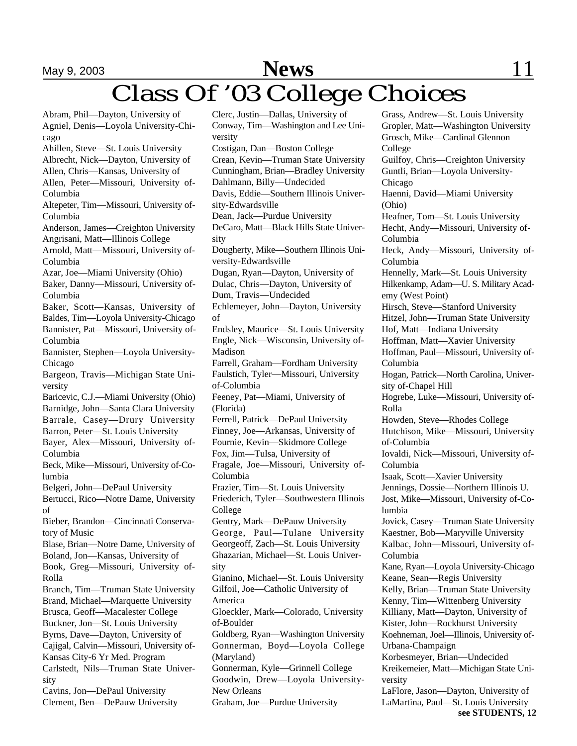# Class Of '03 College Choices

Abram, Phil—Dayton, University of
Agniel, Denis—Loyola University-Chicago
Ahillen, Steve—St. Louis University
Albrecht, Nick—Dayton, University of
Allen, Chris—Kansas, University of
Allen, Peter—Missouri, University of-Columbia
Altepeter, Tim—Missouri, University of-Columbia
Anderson, James—Creighton University
Angrisani, Matt—Illinois College
Arnold, Matt—Missouri, University of-Columbia
Azar, Joe—Miami University (Ohio)
Baker, Danny—Missouri, University of-Columbia
Baker, Scott—Kansas, University of
Baldes, Tim—Loyola University-Chicago
Bannister, Pat—Missouri, University of-Columbia
Bannister, Stephen—Loyola University-Chicago
Bargeon, Travis—Michigan State University
Baricevic, C.J.—Miami University (Ohio)
Barnidge, John—Santa Clara University
Barrale, Casey—Drury University
Barron, Peter—St. Louis University
Bayer, Alex—Missouri, University of-Columbia
Beck, Mike—Missouri, University of-Columbia
Belgeri, John—DePaul University
Bertucci, Rico—Notre Dame, University of
Bieber, Brandon—Cincinnati Conservatory of Music
Blase, Brian—Notre Dame, University of
Boland, Jon—Kansas, University of
Book, Greg—Missouri, University of-Rolla
Branch, Tim—Truman State University
Brand, Michael—Marquette University
Brusca, Geoff—Macalester College
Buckner, Jon—St. Louis University
Byrns, Dave—Dayton, University of
Cajigal, Calvin—Missouri, University of-Kansas City-6 Yr Med. Program
Carlstedt, Nils—Truman State University
Cavins, Jon—DePaul University
Clement, Ben—DePauw University
Clerc, Justin—Dallas, University of
Conway, Tim—Washington and Lee University
Costigan, Dan—Boston College
Crean, Kevin—Truman State University
Cunningham, Brian—Bradley University
Dahlmann, Billy—Undecided
Davis, Eddie—Southern Illinois University-Edwardsville
Dean, Jack—Purdue University
DeCaro, Matt—Black Hills State University
Dougherty, Mike—Southern Illinois University-Edwardsville
Dugan, Ryan—Dayton, University of
Dulac, Chris—Dayton, University of
Dum, Travis—Undecided
Echlemeyer, John—Dayton, University of
Endsley, Maurice—St. Louis University
Engle, Nick—Wisconsin, University of-Madison
Farrell, Graham—Fordham University
Faulstich, Tyler—Missouri, University of-Columbia
Feeney, Pat—Miami, University of (Florida)
Ferrell, Patrick—DePaul University
Finney, Joe—Arkansas, University of
Fournie, Kevin—Skidmore College
Fox, Jim—Tulsa, University of
Fragale, Joe—Missouri, University of-Columbia
Frazier, Tim—St. Louis University
Friederich, Tyler—Southwestern Illinois College
Gentry, Mark—DePauw University
George, Paul—Tulane University
Georgeoff, Zach—St. Louis University
Ghazarian, Michael—St. Louis University
Gianino, Michael—St. Louis University
Gilfoil, Joe—Catholic University of America
Gloeckler, Mark—Colorado, University of-Boulder
Goldberg, Ryan—Washington University
Gonnerman, Boyd—Loyola College (Maryland)
Gonnerman, Kyle—Grinnell College
Goodwin, Drew—Loyola University-New Orleans
Graham, Joe—Purdue University
Grass, Andrew—St. Louis University
Gropler, Matt—Washington University
Grosch, Mike—Cardinal Glennon College
Guilfoy, Chris—Creighton University
Guntli, Brian—Loyola University-Chicago
Haenni, David—Miami University (Ohio)
Heafner, Tom—St. Louis University
Hecht, Andy—Missouri, University of-Columbia
Heck, Andy—Missouri, University of-Columbia
Hennelly, Mark—St. Louis University
Hilkenkamp, Adam—U. S. Military Academy (West Point)
Hirsch, Steve—Stanford University
Hitzel, John—Truman State University
Hof, Matt—Indiana University
Hoffman, Matt—Xavier University
Hoffman, Paul—Missouri, University of-Columbia
Hogan, Patrick—North Carolina, University of-Chapel Hill
Hogrebe, Luke—Missouri, University of-Rolla
Howden, Steve—Rhodes College
Hutchison, Mike—Missouri, University of-Columbia
Iovaldi, Nick—Missouri, University of-Columbia
Isaak, Scott—Xavier University
Jennings, Dossie—Northern Illinois U.
Jost, Mike—Missouri, University of-Columbia
Jovick, Casey—Truman State University
Kaestner, Bob—Maryville University
Kalbac, John—Missouri, University of-Columbia
Kane, Ryan—Loyola University-Chicago
Keane, Sean—Regis University
Kelly, Brian—Truman State University
Kenny, Tim—Wittenberg University
Killiany, Matt—Dayton, University of
Kister, John—Rockhurst University
Koehneman, Joel—Illinois, University of-Urbana-Champaign
Korbesmeyer, Brian—Undecided
Kreikemeier, Matt—Michigan State University
LaFlore, Jason—Dayton, University of
LaMartina, Paul—St. Louis University

**see STUDENTS, 12**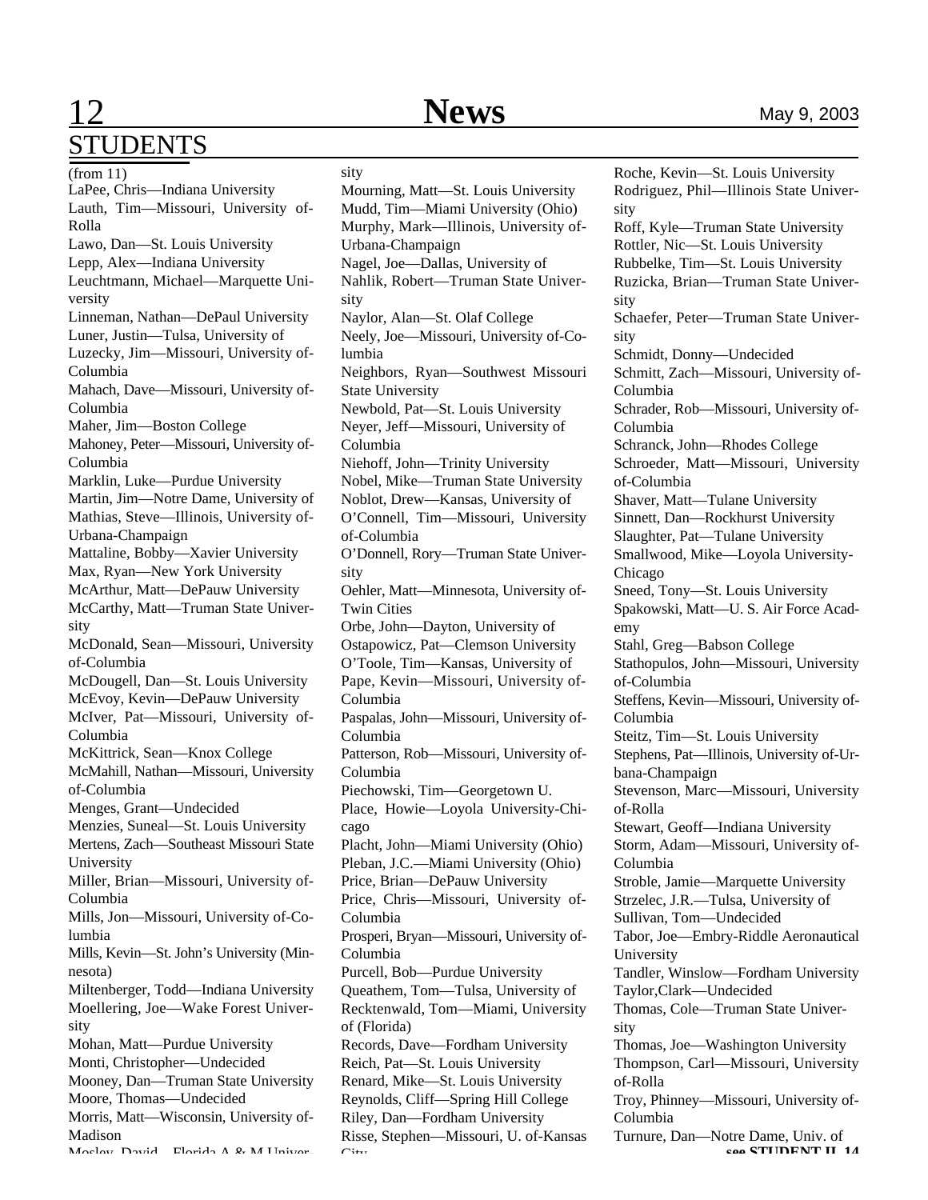## STUDENTS

(from 11)

LaPee, Chris—Indiana University
Lauth, Tim—Missouri, University of-Rolla
Lawo, Dan—St. Louis University
Lepp, Alex—Indiana University
Leuchtmann, Michael—Marquette University
Linneman, Nathan—DePaul University
Luner, Justin—Tulsa, University of
Luzecky, Jim—Missouri, University of-Columbia
Mahach, Dave—Missouri, University of-Columbia
Maher, Jim—Boston College
Mahoney, Peter—Missouri, University of-Columbia
Marklin, Luke—Purdue University
Martin, Jim—Notre Dame, University of
Mathias, Steve—Illinois, University of-Urbana-Champaign
Mattaline, Bobby—Xavier University
Max, Ryan—New York University
McArthur, Matt—DePauw University
McCarthy, Matt—Truman State University
McDonald, Sean—Missouri, University of-Columbia
McDougell, Dan—St. Louis University
McEvoy, Kevin—DePauw University
McIver, Pat—Missouri, University of-Columbia
McKittrick, Sean—Knox College
McMahill, Nathan—Missouri, University of-Columbia
Menges, Grant—Undecided
Menzies, Suneal—St. Louis University
Mertens, Zach—Southeast Missouri State University
Miller, Brian—Missouri, University of-Columbia
Mills, Jon—Missouri, University of-Columbia
Mills, Kevin—St. John's University (Minnesota)
Miltenberger, Todd—Indiana University
Moellering, Joe—Wake Forest University
Mohan, Matt—Purdue University
Monti, Christopher—Undecided
Mooney, Dan—Truman State University
Moore, Thomas—Undecided
Morris, Matt—Wisconsin, University of-Madison
Mosley, David—Florida A & M University
Mourning, Matt—St. Louis University
Mudd, Tim—Miami University (Ohio)
Murphy, Mark—Illinois, University of-Urbana-Champaign
Nagel, Joe—Dallas, University of
Nahlik, Robert—Truman State University
Naylor, Alan—St. Olaf College
Neely, Joe—Missouri, University of-Columbia
Neighbors, Ryan—Southwest Missouri State University
Newbold, Pat—St. Louis University
Neyer, Jeff—Missouri, University of Columbia
Niehoff, John—Trinity University
Nobel, Mike—Truman State University
Noblot, Drew—Kansas, University of
O'Connell, Tim—Missouri, University of-Columbia
O'Donnell, Rory—Truman State University
Oehler, Matt—Minnesota, University of-Twin Cities
Orbe, John—Dayton, University of
Ostapowicz, Pat—Clemson University
O'Toole, Tim—Kansas, University of
Pape, Kevin—Missouri, University of-Columbia
Paspalas, John—Missouri, University of-Columbia
Patterson, Rob—Missouri, University of-Columbia
Piechowski, Tim—Georgetown U.
Place, Howie—Loyola University-Chicago
Placht, John—Miami University (Ohio)
Pleban, J.C.—Miami University (Ohio)
Price, Brian—DePauw University
Price, Chris—Missouri, University of-Columbia
Prosperi, Bryan—Missouri, University of-Columbia
Purcell, Bob—Purdue University
Queathem, Tom—Tulsa, University of
Recktenwald, Tom—Miami, University of (Florida)
Records, Dave—Fordham University
Reich, Pat—St. Louis University
Renard, Mike—St. Louis University
Reynolds, Cliff—Spring Hill College
Riley, Dan—Fordham University
Risse, Stephen—Missouri, U. of-Kansas City
Roche, Kevin—St. Louis University
Rodriguez, Phil—Illinois State University
Roff, Kyle—Truman State University
Rottler, Nic—St. Louis University
Rubbelke, Tim—St. Louis University
Ruzicka, Brian—Truman State University
Schaefer, Peter—Truman State University
Schmidt, Donny—Undecided
Schmitt, Zach—Missouri, University of-Columbia
Schrader, Rob—Missouri, University of-Columbia
Schranck, John—Rhodes College
Schroeder, Matt—Missouri, University of-Columbia
Shaver, Matt—Tulane University
Sinnett, Dan—Rockhurst University
Slaughter, Pat—Tulane University
Smallwood, Mike—Loyola University-Chicago
Sneed, Tony—St. Louis University
Spakowski, Matt—U. S. Air Force Academy
Stahl, Greg—Babson College
Stathopulos, John—Missouri, University of-Columbia
Steffens, Kevin—Missouri, University of-Columbia
Steitz, Tim—St. Louis University
Stephens, Pat—Illinois, University of-Urbana-Champaign
Stevenson, Marc—Missouri, University of-Rolla
Stewart, Geoff—Indiana University
Storm, Adam—Missouri, University of-Columbia
Stroble, Jamie—Marquette University
Strzelec, J.R.—Tulsa, University of
Sullivan, Tom—Undecided
Tabor, Joe—Embry-Riddle Aeronautical University
Tandler, Winslow—Fordham University
Taylor,Clark—Undecided
Thomas, Cole—Truman State University
Thomas, Joe—Washington University
Thompson, Carl—Missouri, University of-Rolla
Troy, Phinney—Missouri, University of-Columbia
Turnure, Dan—Notre Dame, Univ. of

**see STUDENT II, 14**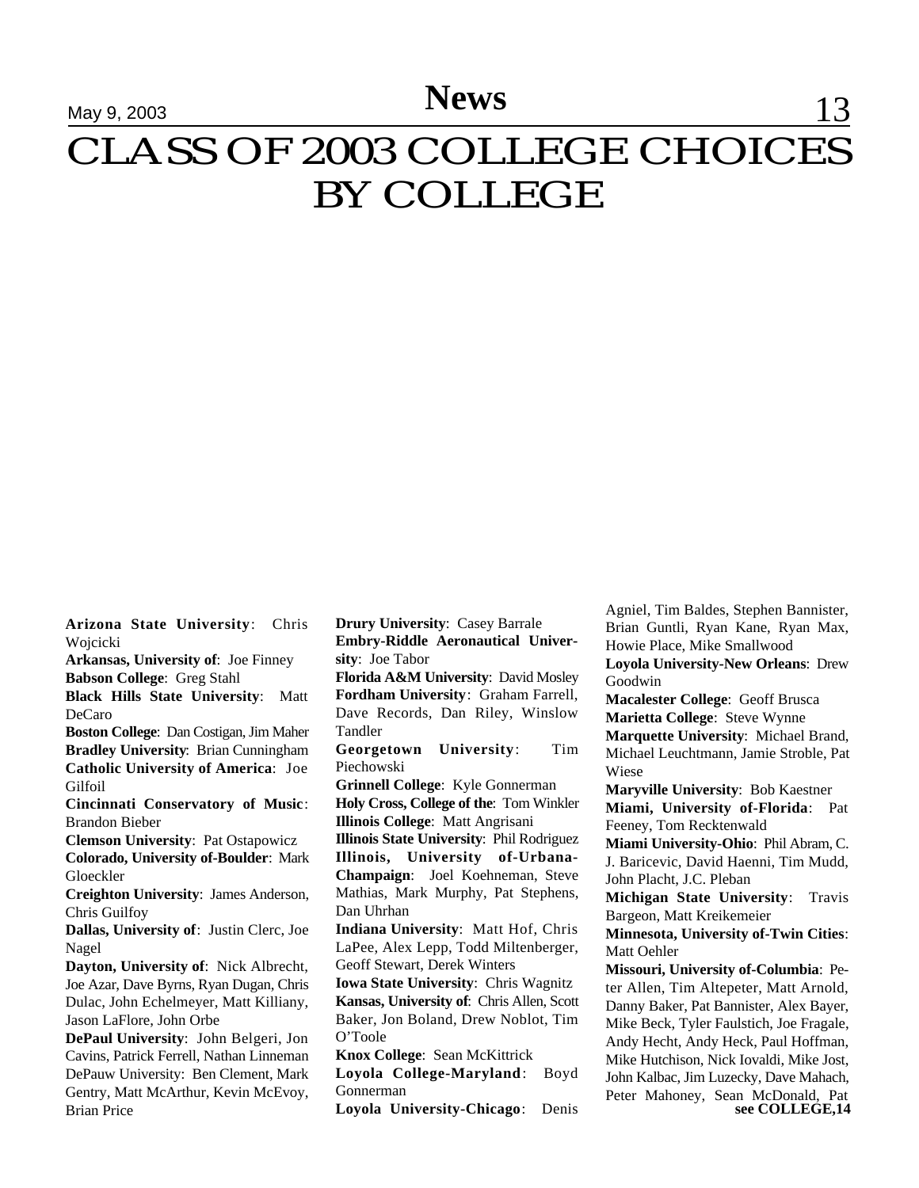# CLASS OF 2003 COLLEGE CHOICES BY COLLEGE

**Arizona State University**: Chris Wojcicki
**Arkansas, University of**: Joe Finney
**Babson College**: Greg Stahl
**Black Hills State University**: Matt DeCaro
**Boston College**: Dan Costigan, Jim Maher
**Bradley University**: Brian Cunningham
**Catholic University of America**: Joe Gilfoil
**Cincinnati Conservatory of Music**: Brandon Bieber
**Clemson University**: Pat Ostapowicz
**Colorado, University of-Boulder**: Mark Gloeckler
**Creighton University**: James Anderson, Chris Guilfoy
**Dallas, University of**: Justin Clerc, Joe Nagel
**Dayton, University of**: Nick Albrecht, Joe Azar, Dave Byrns, Ryan Dugan, Chris Dulac, John Echelmeyer, Matt Killiany, Jason LaFlore, John Orbe
**DePaul University**: John Belgeri, Jon Cavins, Patrick Ferrell, Nathan Linneman
DePauw University: Ben Clement, Mark Gentry, Matt McArthur, Kevin McEvoy, Brian Price
**Drury University**: Casey Barrale
**Embry-Riddle Aeronautical University**: Joe Tabor
**Florida A&M University**: David Mosley
**Fordham University**: Graham Farrell, Dave Records, Dan Riley, Winslow Tandler
**Georgetown University**: Tim Piechowski
**Grinnell College**: Kyle Gonnerman
**Holy Cross, College of the**: Tom Winkler
**Illinois College**: Matt Angrisani
**Illinois State University**: Phil Rodriguez
**Illinois, University of-Urbana-Champaign**: Joel Koehneman, Steve Mathias, Mark Murphy, Pat Stephens, Dan Uhrhan
**Indiana University**: Matt Hof, Chris LaPee, Alex Lepp, Todd Miltenberger, Geoff Stewart, Derek Winters
**Iowa State University**: Chris Wagnitz
**Kansas, University of**: Chris Allen, Scott Baker, Jon Boland, Drew Noblot, Tim O'Toole
**Knox College**: Sean McKittrick
**Loyola College-Maryland**: Boyd Gonnerman
**Loyola University-Chicago**: Denis Agniel, Tim Baldes, Stephen Bannister, Brian Guntli, Ryan Kane, Ryan Max, Howie Place, Mike Smallwood
**Loyola University-New Orleans**: Drew Goodwin
**Macalester College**: Geoff Brusca
**Marietta College**: Steve Wynne
**Marquette University**: Michael Brand, Michael Leuchtmann, Jamie Stroble, Pat Wiese
**Maryville University**: Bob Kaestner
**Miami, University of-Florida**: Pat Feeney, Tom Recktenwald
**Miami University-Ohio**: Phil Abram, C. J. Baricevic, David Haenni, Tim Mudd, John Placht, J.C. Pleban
**Michigan State University**: Travis Bargeon, Matt Kreikemeier
**Minnesota, University of-Twin Cities**: Matt Oehler
**Missouri, University of-Columbia**: Peter Allen, Tim Altepeter, Matt Arnold, Danny Baker, Pat Bannister, Alex Bayer, Mike Beck, Tyler Faulstich, Joe Fragale, Andy Hecht, Andy Heck, Paul Hoffman, Mike Hutchison, Nick Iovaldi, Mike Jost, John Kalbac, Jim Luzecky, Dave Mahach, Peter Mahoney, Sean McDonald, Pat

**see COLLEGE,14**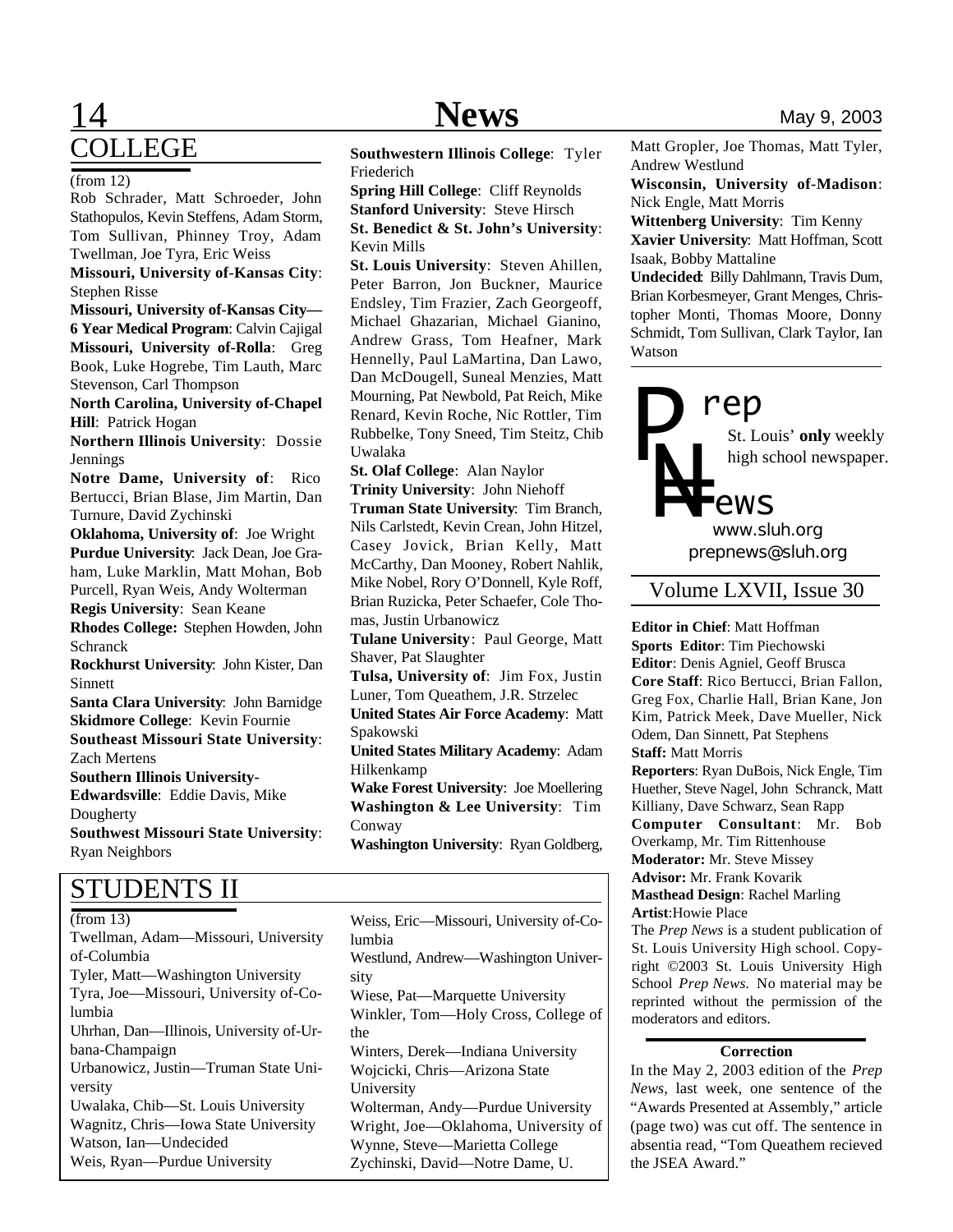# COLLEGE

(from 12)

Rob Schrader, Matt Schroeder, John Stathopulos, Kevin Steffens, Adam Storm, Tom Sullivan, Phinney Troy, Adam Twellman, Joe Tyra, Eric Weiss

**Missouri, University of-Kansas City**: Stephen Risse

**Missouri, University of-Kansas City—6 Year Medical Program**: Calvin Cajigal

**Missouri, University of-Rolla**: Greg Book, Luke Hogrebe, Tim Lauth, Marc Stevenson, Carl Thompson

**North Carolina, University of-Chapel Hill**: Patrick Hogan

**Northern Illinois University**: Dossie Jennings

**Notre Dame, University of**: Rico Bertucci, Brian Blase, Jim Martin, Dan Turnure, David Zychinski

**Oklahoma, University of**: Joe Wright

**Purdue University**: Jack Dean, Joe Graham, Luke Marklin, Matt Mohan, Bob Purcell, Ryan Weis, Andy Wolterman

**Regis University**: Sean Keane

**Rhodes College:** Stephen Howden, John Schranck

**Rockhurst University**: John Kister, Dan Sinnett

**Santa Clara University**: John Barnidge

**Skidmore College**: Kevin Fournie

**Southeast Missouri State University**: Zach Mertens

**Southern Illinois University-Edwardsville**: Eddie Davis, Mike Dougherty

**Southwest Missouri State University**: Ryan Neighbors

**Southwestern Illinois College**: Tyler Friederich

**Spring Hill College**: Cliff Reynolds

**Stanford University**: Steve Hirsch

**St. Benedict & St. John's University**: Kevin Mills

**St. Louis University**: Steven Ahillen, Peter Barron, Jon Buckner, Maurice Endsley, Tim Frazier, Zach Georgeoff, Michael Ghazarian, Michael Gianino, Andrew Grass, Tom Heafner, Mark Hennelly, Paul LaMartina, Dan Lawo, Dan McDougell, Suneal Menzies, Matt Mourning, Pat Newbold, Pat Reich, Mike Renard, Kevin Roche, Nic Rottler, Tim Rubbelke, Tony Sneed, Tim Steitz, Chib Uwalaka

**St. Olaf College**: Alan Naylor

**Trinity University**: John Niehoff

**Truman State University**: Tim Branch, Nils Carlstedt, Kevin Crean, John Hitzel, Casey Jovick, Brian Kelly, Matt McCarthy, Dan Mooney, Robert Nahlik, Mike Nobel, Rory O'Donnell, Kyle Roff, Brian Ruzicka, Peter Schaefer, Cole Thomas, Justin Urbanowicz

**Tulane University**: Paul George, Matt Shaver, Pat Slaughter

**Tulsa, University of**: Jim Fox, Justin Luner, Tom Queathem, J.R. Strzelec

**United States Air Force Academy**: Matt Spakowski

**United States Military Academy**: Adam Hilkenkamp

**Wake Forest University**: Joe Moellering

**Washington & Lee University**: Tim Conway

**Washington University**: Ryan Goldberg, Matt Gropler, Joe Thomas, Matt Tyler, Andrew Westlund

**Wisconsin, University of-Madison**: Nick Engle, Matt Morris

**Wittenberg University**: Tim Kenny

**Xavier University**: Matt Hoffman, Scott Isaak, Bobby Mattaline

**Undecided**: Billy Dahlmann, Travis Dum, Brian Korbesmeyer, Grant Menges, Christopher Monti, Thomas Moore, Donny Schmidt, Tom Sullivan, Clark Taylor, Ian Watson

# STUDENTS II

(from 13)

Twellman, Adam—Missouri, University of-Columbia
Tyler, Matt—Washington University
Tyra, Joe—Missouri, University of-Columbia
Uhrhan, Dan—Illinois, University of-Urbana-Champaign
Urbanowicz, Justin—Truman State University
Uwalaka, Chib—St. Louis University
Wagnitz, Chris—Iowa State University
Watson, Ian—Undecided
Weis, Ryan—Purdue University
Weiss, Eric—Missouri, University of-Columbia
Westlund, Andrew—Washington University
Wiese, Pat—Marquette University
Winkler, Tom—Holy Cross, College of the
Winters, Derek—Indiana University
Wojcicki, Chris—Arizona State University
Wolterman, Andy—Purdue University
Wright, Joe—Oklahoma, University of
Wynne, Steve—Marietta College
Zychinski, David—Notre Dame, U.

**Prep News**

St. Louis' **only** weekly high school newspaper.

www.sluh.org
prepnews@sluh.org

Volume LXVII, Issue 30

**Editor in Chief**: Matt Hoffman
**Sports Editor**: Tim Piechowski
**Editor**: Denis Agniel, Geoff Brusca
**Core Staff**: Rico Bertucci, Brian Fallon, Greg Fox, Charlie Hall, Brian Kane, Jon Kim, Patrick Meek, Dave Mueller, Nick Odem, Dan Sinnett, Pat Stephens
**Staff:** Matt Morris
**Reporters**: Ryan DuBois, Nick Engle, Tim Huether, Steve Nagel, John Schranck, Matt Killiany, Dave Schwarz, Sean Rapp
**Computer Consultant**: Mr. Bob Overkamp, Mr. Tim Rittenhouse
**Moderator:** Mr. Steve Missey
**Advisor:** Mr. Frank Kovarik
**Masthead Design**: Rachel Marling
**Artist**:Howie Place

The *Prep News* is a student publication of St. Louis University High school. Copyright ©2003 St. Louis University High School *Prep News*. No material may be reprinted without the permission of the moderators and editors.

**Correction**

In the May 2, 2003 edition of the *Prep News*, last week, one sentence of the "Awards Presented at Assembly," article (page two) was cut off. The sentence in absentia read, "Tom Queathem recieved the JSEA Award."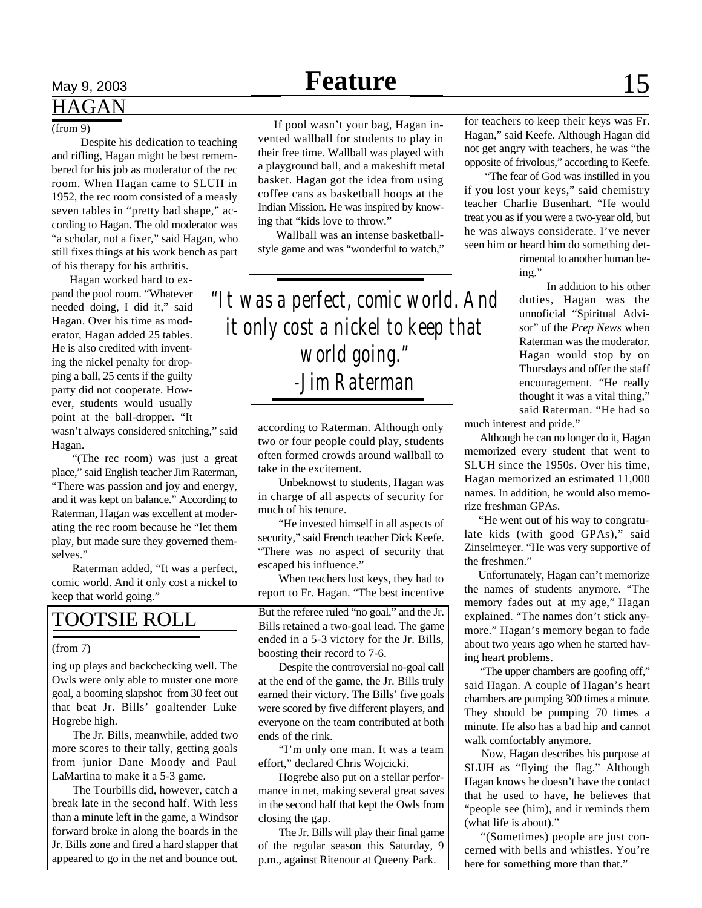## HAGAN

(from 9)

Despite his dedication to teaching and rifling, Hagan might be best remembered for his job as moderator of the rec room. When Hagan came to SLUH in 1952, the rec room consisted of a measly seven tables in "pretty bad shape," according to Hagan. The old moderator was "a scholar, not a fixer," said Hagan, who still fixes things at his work bench as part of his therapy for his arthritis.

Hagan worked hard to expand the pool room. "Whatever needed doing, I did it," said Hagan. Over his time as moderator, Hagan added 25 tables. He is also credited with inventing the nickel penalty for dropping a ball, 25 cents if the guilty party did not cooperate. However, students would usually point at the ball-dropper. "It wasn't always considered snitching," said Hagan.

"(The rec room) was just a great place," said English teacher Jim Raterman, "There was passion and joy and energy, and it was kept on balance." According to Raterman, Hagan was excellent at moderating the rec room because he "let them play, but made sure they governed themselves."

Raterman added, "It was a perfect, comic world. And it only cost a nickel to keep that world going."

If pool wasn't your bag, Hagan invented wallball for students to play in their free time. Wallball was played with a playground ball, and a makeshift metal basket. Hagan got the idea from using coffee cans as basketball hoops at the Indian Mission. He was inspired by knowing that "kids love to throw."

Wallball was an intense basketball-style game and was "wonderful to watch," according to Raterman. Although only two or four people could play, students often formed crowds around wallball to take in the excitement.

> *"It was a perfect, comic world. And it only cost a nickel to keep that world going."*
> *-Jim Raterman*

Unbeknownst to students, Hagan was in charge of all aspects of security for much of his tenure.

"He invested himself in all aspects of security," said French teacher Dick Keefe. "There was no aspect of security that escaped his influence."

When teachers lost keys, they had to report to Fr. Hagan. "The best incentive for teachers to keep their keys was Fr. Hagan," said Keefe. Although Hagan did not get angry with teachers, he was "the opposite of frivolous," according to Keefe.

"The fear of God was instilled in you if you lost your keys," said chemistry teacher Charlie Busenhart. "He would treat you as if you were a two-year old, but he was always considerate. I've never seen him or heard him do something detrimental to another human being."

In addition to his other duties, Hagan was the unnoficial "Spiritual Advisor" of the *Prep News* when Raterman was the moderator. Hagan would stop by on Thursdays and offer the staff encouragement. "He really thought it was a vital thing," said Raterman. "He had so much interest and pride."

Although he can no longer do it, Hagan memorized every student that went to SLUH since the 1950s. Over his time, Hagan memorized an estimated 11,000 names. In addition, he would also memorize freshman GPAs.

"He went out of his way to congratulate kids (with good GPAs)," said Zinselmeyer. "He was very supportive of the freshmen."

Unfortunately, Hagan can't memorize the names of students anymore. "The memory fades out at my age," Hagan explained. "The names don't stick anymore." Hagan's memory began to fade about two years ago when he started having heart problems.

"The upper chambers are goofing off," said Hagan. A couple of Hagan's heart chambers are pumping 300 times a minute. They should be pumping 70 times a minute. He also has a bad hip and cannot walk comfortably anymore.

Now, Hagan describes his purpose at SLUH as "flying the flag." Although Hagan knows he doesn't have the contact that he used to have, he believes that "people see (him), and it reminds them (what life is about)."

"(Sometimes) people are just concerned with bells and whistles. You're here for something more than that."

## TOOTSIE ROLL

(from 7)

ing up plays and backchecking well. The Owls were only able to muster one more goal, a booming slapshot from 30 feet out that beat Jr. Bills' goaltender Luke Hogrebe high.

The Jr. Bills, meanwhile, added two more scores to their tally, getting goals from junior Dane Moody and Paul LaMartina to make it a 5-3 game.

The Tourbills did, however, catch a break late in the second half. With less than a minute left in the game, a Windsor forward broke in along the boards in the Jr. Bills zone and fired a hard slapper that appeared to go in the net and bounce out. But the referee ruled "no goal," and the Jr. Bills retained a two-goal lead. The game ended in a 5-3 victory for the Jr. Bills, boosting their record to 7-6.

Despite the controversial no-goal call at the end of the game, the Jr. Bills truly earned their victory. The Bills' five goals were scored by five different players, and everyone on the team contributed at both ends of the rink.

"I'm only one man. It was a team effort," declared Chris Wojcicki.

Hogrebe also put on a stellar performance in net, making several great saves in the second half that kept the Owls from closing the gap.

The Jr. Bills will play their final game of the regular season this Saturday, 9 p.m., against Ritenour at Queeny Park.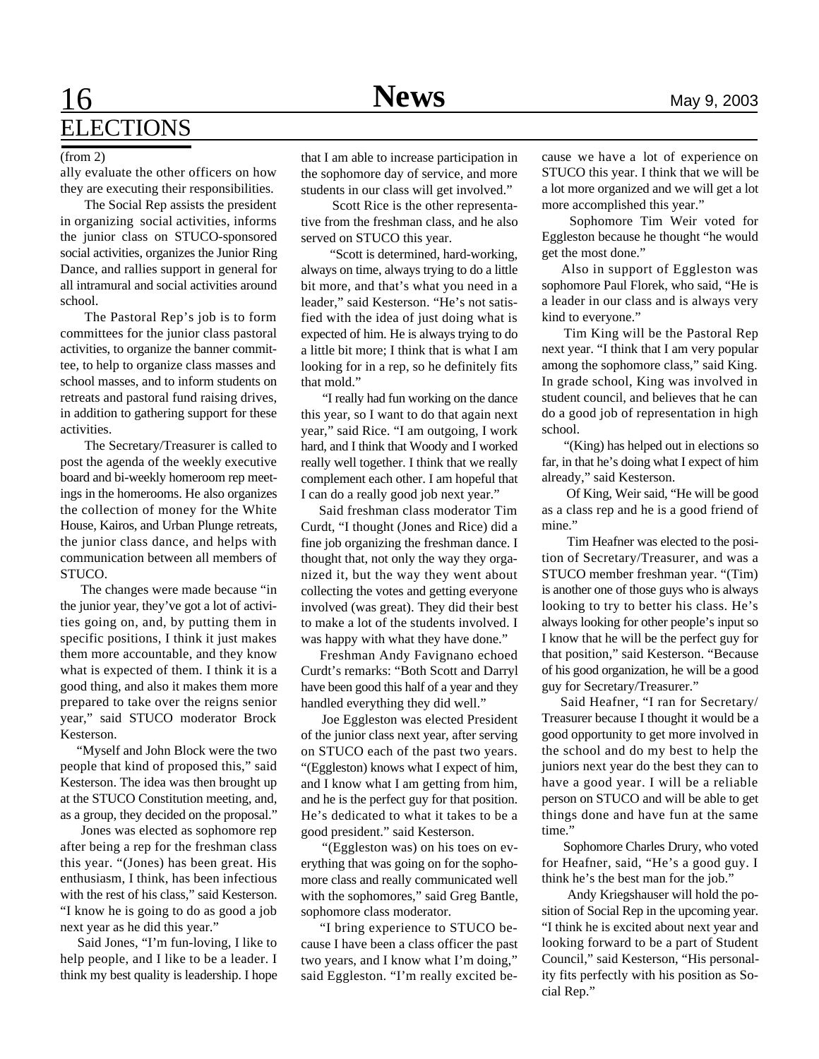# ELECTIONS

(from 2)

ally evaluate the other officers on how they are executing their responsibilities.

The Social Rep assists the president in organizing social activities, informs the junior class on STUCO-sponsored social activities, organizes the Junior Ring Dance, and rallies support in general for all intramural and social activities around school.

The Pastoral Rep's job is to form committees for the junior class pastoral activities, to organize the banner committee, to help to organize class masses and school masses, and to inform students on retreats and pastoral fund raising drives, in addition to gathering support for these activities.

The Secretary/Treasurer is called to post the agenda of the weekly executive board and bi-weekly homeroom rep meetings in the homerooms. He also organizes the collection of money for the White House, Kairos, and Urban Plunge retreats, the junior class dance, and helps with communication between all members of STUCO.

The changes were made because "in the junior year, they've got a lot of activities going on, and, by putting them in specific positions, I think it just makes them more accountable, and they know what is expected of them. I think it is a good thing, and also it makes them more prepared to take over the reigns senior year," said STUCO moderator Brock Kesterson.

"Myself and John Block were the two people that kind of proposed this," said Kesterson. The idea was then brought up at the STUCO Constitution meeting, and, as a group, they decided on the proposal."

Jones was elected as sophomore rep after being a rep for the freshman class this year. "(Jones) has been great. His enthusiasm, I think, has been infectious with the rest of his class," said Kesterson. "I know he is going to do as good a job next year as he did this year."

Said Jones, "I'm fun-loving, I like to help people, and I like to be a leader. I think my best quality is leadership. I hope that I am able to increase participation in the sophomore day of service, and more students in our class will get involved."

Scott Rice is the other representative from the freshman class, and he also served on STUCO this year.

"Scott is determined, hard-working, always on time, always trying to do a little bit more, and that's what you need in a leader," said Kesterson. "He's not satisfied with the idea of just doing what is expected of him. He is always trying to do a little bit more; I think that is what I am looking for in a rep, so he definitely fits that mold."

"I really had fun working on the dance this year, so I want to do that again next year," said Rice. "I am outgoing, I work hard, and I think that Woody and I worked really well together. I think that we really complement each other. I am hopeful that I can do a really good job next year."

Said freshman class moderator Tim Curdt, "I thought (Jones and Rice) did a fine job organizing the freshman dance. I thought that, not only the way they organized it, but the way they went about collecting the votes and getting everyone involved (was great). They did their best to make a lot of the students involved. I was happy with what they have done."

Freshman Andy Favignano echoed Curdt's remarks: "Both Scott and Darryl have been good this half of a year and they handled everything they did well."

Joe Eggleston was elected President of the junior class next year, after serving on STUCO each of the past two years. "(Eggleston) knows what I expect of him, and I know what I am getting from him, and he is the perfect guy for that position. He's dedicated to what it takes to be a good president." said Kesterson.

"(Eggleston was) on his toes on everything that was going on for the sophomore class and really communicated well with the sophomores," said Greg Bantle, sophomore class moderator.

"I bring experience to STUCO because I have been a class officer the past two years, and I know what I'm doing," said Eggleston. "I'm really excited because we have a lot of experience on STUCO this year. I think that we will be a lot more organized and we will get a lot more accomplished this year."

Sophomore Tim Weir voted for Eggleston because he thought "he would get the most done."

Also in support of Eggleston was sophomore Paul Florek, who said, "He is a leader in our class and is always very kind to everyone."

Tim King will be the Pastoral Rep next year. "I think that I am very popular among the sophomore class," said King. In grade school, King was involved in student council, and believes that he can do a good job of representation in high school.

"(King) has helped out in elections so far, in that he's doing what I expect of him already," said Kesterson.

Of King, Weir said, "He will be good as a class rep and he is a good friend of mine."

Tim Heafner was elected to the position of Secretary/Treasurer, and was a STUCO member freshman year. "(Tim) is another one of those guys who is always looking to try to better his class. He's always looking for other people's input so I know that he will be the perfect guy for that position," said Kesterson. "Because of his good organization, he will be a good guy for Secretary/Treasurer."

Said Heafner, "I ran for Secretary/Treasurer because I thought it would be a good opportunity to get more involved in the school and do my best to help the juniors next year do the best they can to have a good year. I will be a reliable person on STUCO and will be able to get things done and have fun at the same time."

Sophomore Charles Drury, who voted for Heafner, said, "He's a good guy. I think he's the best man for the job."

Andy Kriegshauser will hold the position of Social Rep in the upcoming year. "I think he is excited about next year and looking forward to be a part of Student Council," said Kesterson, "His personality fits perfectly with his position as Social Rep."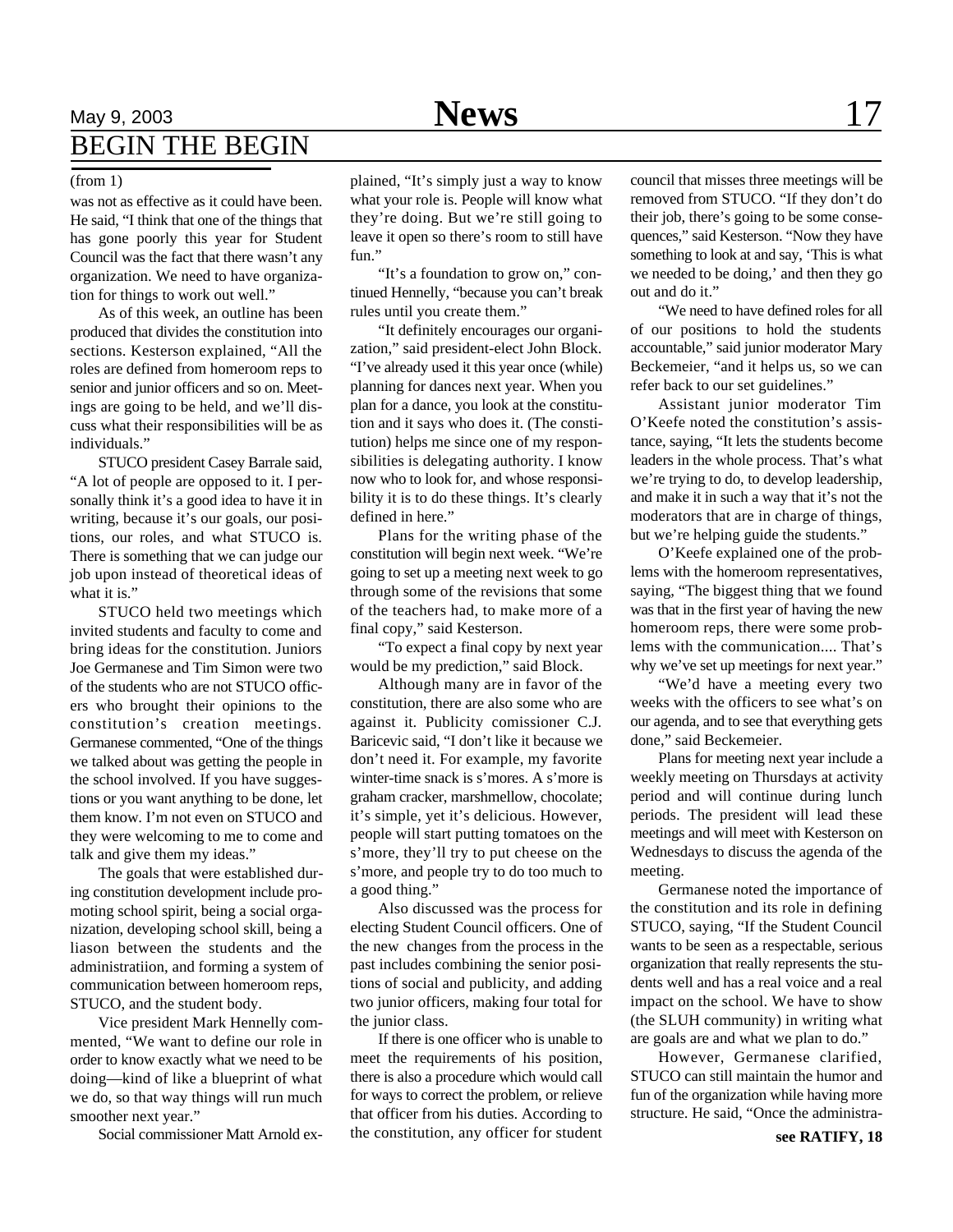# BEGIN THE BEGIN

(from 1)

was not as effective as it could have been. He said, "I think that one of the things that has gone poorly this year for Student Council was the fact that there wasn't any organization. We need to have organization for things to work out well."

As of this week, an outline has been produced that divides the constitution into sections. Kesterson explained, "All the roles are defined from homeroom reps to senior and junior officers and so on. Meetings are going to be held, and we'll discuss what their responsibilities will be as individuals."

STUCO president Casey Barrale said, "A lot of people are opposed to it. I personally think it's a good idea to have it in writing, because it's our goals, our positions, our roles, and what STUCO is. There is something that we can judge our job upon instead of theoretical ideas of what it is."

STUCO held two meetings which invited students and faculty to come and bring ideas for the constitution. Juniors Joe Germanese and Tim Simon were two of the students who are not STUCO officers who brought their opinions to the constitution's creation meetings. Germanese commented, "One of the things we talked about was getting the people in the school involved. If you have suggestions or you want anything to be done, let them know. I'm not even on STUCO and they were welcoming to me to come and talk and give them my ideas."

The goals that were established during constitution development include promoting school spirit, being a social organization, developing school skill, being a liason between the students and the administratiion, and forming a system of communication between homeroom reps, STUCO, and the student body.

Vice president Mark Hennelly commented, "We want to define our role in order to know exactly what we need to be doing—kind of like a blueprint of what we do, so that way things will run much smoother next year."

Social commissioner Matt Arnold explained, "It's simply just a way to know what your role is. People will know what they're doing. But we're still going to leave it open so there's room to still have fun."

"It's a foundation to grow on," continued Hennelly, "because you can't break rules until you create them."

"It definitely encourages our organization," said president-elect John Block. "I've already used it this year once (while) planning for dances next year. When you plan for a dance, you look at the constitution and it says who does it. (The constitution) helps me since one of my responsibilities is delegating authority. I know now who to look for, and whose responsibility it is to do these things. It's clearly defined in here."

Plans for the writing phase of the constitution will begin next week. "We're going to set up a meeting next week to go through some of the revisions that some of the teachers had, to make more of a final copy," said Kesterson.

"To expect a final copy by next year would be my prediction," said Block.

Although many are in favor of the constitution, there are also some who are against it. Publicity comissioner C.J. Baricevic said, "I don't like it because we don't need it. For example, my favorite winter-time snack is s'mores. A s'more is graham cracker, marshmellow, chocolate; it's simple, yet it's delicious. However, people will start putting tomatoes on the s'more, they'll try to put cheese on the s'more, and people try to do too much to a good thing."

Also discussed was the process for electing Student Council officers. One of the new changes from the process in the past includes combining the senior positions of social and publicity, and adding two junior officers, making four total for the junior class.

If there is one officer who is unable to meet the requirements of his position, there is also a procedure which would call for ways to correct the problem, or relieve that officer from his duties. According to the constitution, any officer for student council that misses three meetings will be removed from STUCO. "If they don't do their job, there's going to be some consequences," said Kesterson. "Now they have something to look at and say, 'This is what we needed to be doing,' and then they go out and do it."

"We need to have defined roles for all of our positions to hold the students accountable," said junior moderator Mary Beckemeier, "and it helps us, so we can refer back to our set guidelines."

Assistant junior moderator Tim O'Keefe noted the constitution's assistance, saying, "It lets the students become leaders in the whole process. That's what we're trying to do, to develop leadership, and make it in such a way that it's not the moderators that are in charge of things, but we're helping guide the students."

O'Keefe explained one of the problems with the homeroom representatives, saying, "The biggest thing that we found was that in the first year of having the new homeroom reps, there were some problems with the communication.... That's why we've set up meetings for next year."

"We'd have a meeting every two weeks with the officers to see what's on our agenda, and to see that everything gets done," said Beckemeier.

Plans for meeting next year include a weekly meeting on Thursdays at activity period and will continue during lunch periods. The president will lead these meetings and will meet with Kesterson on Wednesdays to discuss the agenda of the meeting.

Germanese noted the importance of the constitution and its role in defining STUCO, saying, "If the Student Council wants to be seen as a respectable, serious organization that really represents the students well and has a real voice and a real impact on the school. We have to show (the SLUH community) in writing what are goals are and what we plan to do."

However, Germanese clarified, STUCO can still maintain the humor and fun of the organization while having more structure. He said, "Once the administra-

**see RATIFY, 18**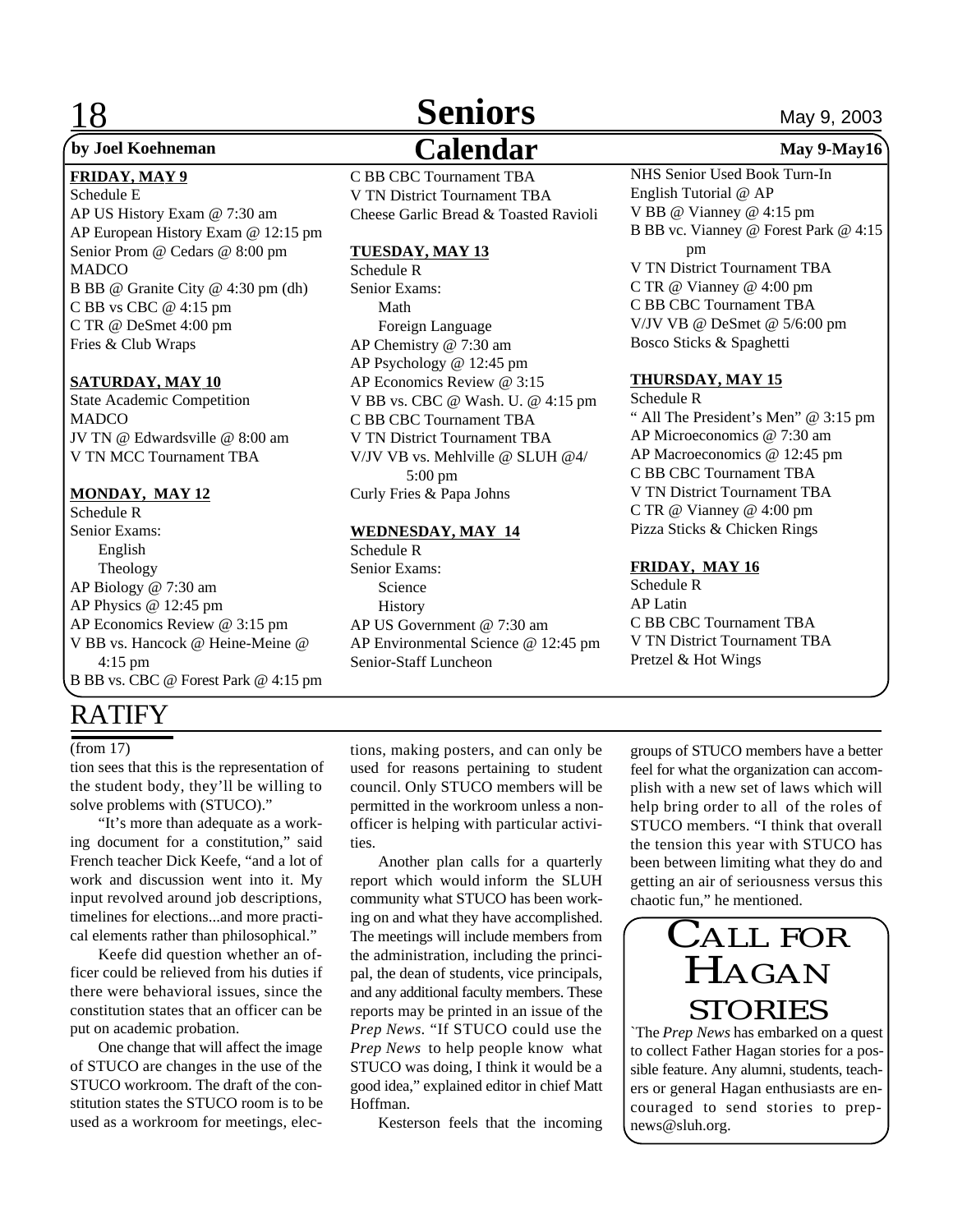# Seniors

## Calendar

by Joel Koehneman

May 9-May16

**FRIDAY, MAY 9**
Schedule E
AP US History Exam @ 7:30 am
AP European History Exam @ 12:15 pm
Senior Prom @ Cedars @ 8:00 pm
MADCO
B BB @ Granite City @ 4:30 pm (dh)
C BB vs CBC @ 4:15 pm
C TR @ DeSmet 4:00 pm
Fries & Club Wraps

**SATURDAY, MAY 10**
State Academic Competition
MADCO
JV TN @ Edwardsville @ 8:00 am
V TN MCC Tournament TBA

**MONDAY, MAY 12**
Schedule R
Senior Exams:
English
Theology
AP Biology @ 7:30 am
AP Physics @ 12:45 pm
AP Economics Review @ 3:15 pm
V BB vs. Hancock @ Heine-Meine @ 4:15 pm
B BB vs. CBC @ Forest Park @ 4:15 pm
C BB CBC Tournament TBA
V TN District Tournament TBA
Cheese Garlic Bread & Toasted Ravioli

**TUESDAY, MAY 13**
Schedule R
Senior Exams:
Math
Foreign Language
AP Chemistry @ 7:30 am
AP Psychology @ 12:45 pm
AP Economics Review @ 3:15
V BB vs. CBC @ Wash. U. @ 4:15 pm
C BB CBC Tournament TBA
V TN District Tournament TBA
V/JV VB vs. Mehlville @ SLUH @4/5:00 pm
Curly Fries & Papa Johns

**WEDNESDAY, MAY 14**
Schedule R
Senior Exams:
Science
History
AP US Government @ 7:30 am
AP Environmental Science @ 12:45 pm
Senior-Staff Luncheon
NHS Senior Used Book Turn-In
English Tutorial @ AP
V BB @ Vianney @ 4:15 pm
B BB vc. Vianney @ Forest Park @ 4:15 pm
V TN District Tournament TBA
C TR @ Vianney @ 4:00 pm
C BB CBC Tournament TBA
V/JV VB @ DeSmet @ 5/6:00 pm
Bosco Sticks & Spaghetti

**THURSDAY, MAY 15**
Schedule R
" All The President's Men" @ 3:15 pm
AP Microeconomics @ 7:30 am
AP Macroeconomics @ 12:45 pm
C BB CBC Tournament TBA
V TN District Tournament TBA
C TR @ Vianney @ 4:00 pm
Pizza Sticks & Chicken Rings

**FRIDAY, MAY 16**
Schedule R
AP Latin
C BB CBC Tournament TBA
V TN District Tournament TBA
Pretzel & Hot Wings

# RATIFY

(from 17)

tion sees that this is the representation of the student body, they'll be willing to solve problems with (STUCO)."

"It's more than adequate as a working document for a constitution," said French teacher Dick Keefe, "and a lot of work and discussion went into it. My input revolved around job descriptions, timelines for elections...and more practical elements rather than philosophical."

Keefe did question whether an officer could be relieved from his duties if there were behavioral issues, since the constitution states that an officer can be put on academic probation.

One change that will affect the image of STUCO are changes in the use of the STUCO workroom. The draft of the constitution states the STUCO room is to be used as a workroom for meetings, elections, making posters, and can only be used for reasons pertaining to student council. Only STUCO members will be permitted in the workroom unless a non-officer is helping with particular activities.

Another plan calls for a quarterly report which would inform the SLUH community what STUCO has been working on and what they have accomplished. The meetings will include members from the administration, including the principal, the dean of students, vice principals, and any additional faculty members. These reports may be printed in an issue of the *Prep News*. "If STUCO could use the *Prep News* to help people know what STUCO was doing, I think it would be a good idea," explained editor in chief Matt Hoffman.

Kesterson feels that the incoming groups of STUCO members have a better feel for what the organization can accomplish with a new set of laws which will help bring order to all of the roles of STUCO members. "I think that overall the tension this year with STUCO has been between limiting what they do and getting an air of seriousness versus this chaotic fun," he mentioned.

## CALL FOR HAGAN STORIES

`The *Prep News* has embarked on a quest to collect Father Hagan stories for a possible feature. Any alumni, students, teachers or general Hagan enthusiasts are encouraged to send stories to prepnews@sluh.org.